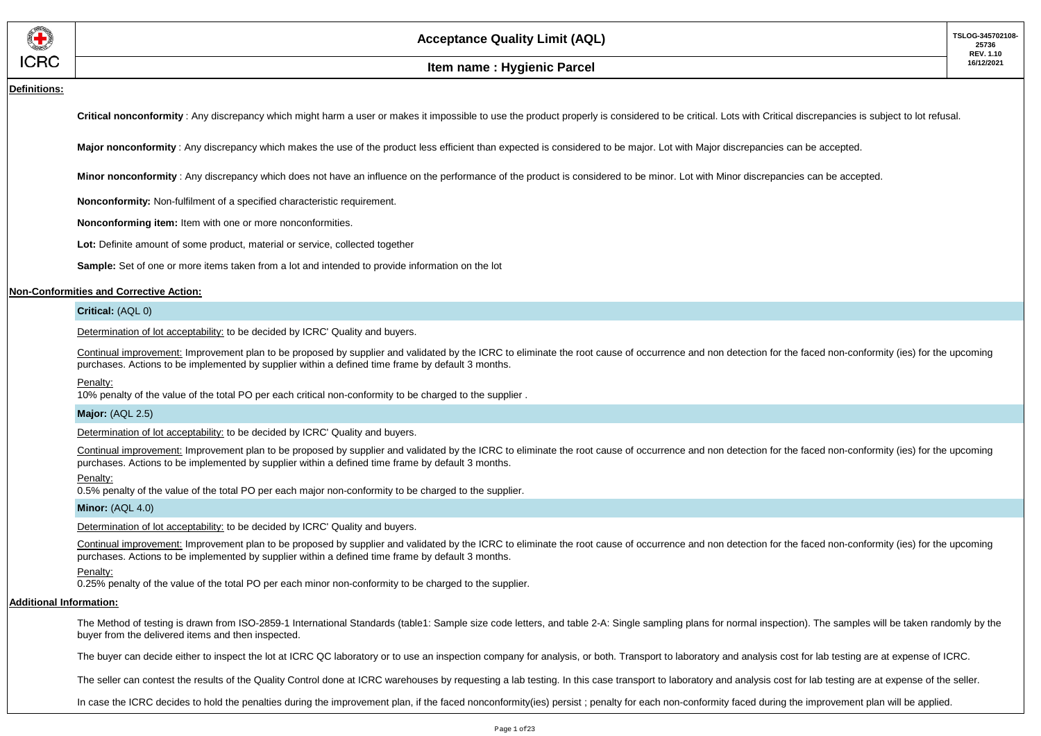ICRC

# Acceptance Quality Limit (AQL)

TSLOG-345702108-25736
REV. 1.10
16/12/2021

## Item name : Hygienic Parcel

### Definitions:

**Critical nonconformity** : Any discrepancy which might harm a user or makes it impossible to use the product properly is considered to be critical. Lots with Critical discrepancies is subject to lot refusal.

**Major nonconformity** : Any discrepancy which makes the use of the product less efficient than expected is considered to be major. Lot with Major discrepancies can be accepted.

**Minor nonconformity** : Any discrepancy which does not have an influence on the performance of the product is considered to be minor. Lot with Minor discrepancies can be accepted.

**Nonconformity:** Non-fulfilment of a specified characteristic requirement.

**Nonconforming item:** Item with one or more nonconformities.

**Lot:** Definite amount of some product, material or service, collected together

**Sample:** Set of one or more items taken from a lot and intended to provide information on the lot

### Non-Conformities and Corrective Action:

**Critical:** (AQL 0)

Determination of lot acceptability: to be decided by ICRC' Quality and buyers.

Continual improvement: Improvement plan to be proposed by supplier and validated by the ICRC to eliminate the root cause of occurrence and non detection for the faced non-conformity (ies) for the upcoming purchases. Actions to be implemented by supplier within a defined time frame by default 3 months.

Penalty:
10% penalty of the value of the total PO per each critical non-conformity to be charged to the supplier .

**Major:** (AQL 2.5)

Determination of lot acceptability: to be decided by ICRC' Quality and buyers.

Continual improvement: Improvement plan to be proposed by supplier and validated by the ICRC to eliminate the root cause of occurrence and non detection for the faced non-conformity (ies) for the upcoming purchases. Actions to be implemented by supplier within a defined time frame by default 3 months.

Penalty:
0.5% penalty of the value of the total PO per each major non-conformity to be charged to the supplier.

**Minor:** (AQL 4.0)

Determination of lot acceptability: to be decided by ICRC' Quality and buyers.

Continual improvement: Improvement plan to be proposed by supplier and validated by the ICRC to eliminate the root cause of occurrence and non detection for the faced non-conformity (ies) for the upcoming purchases. Actions to be implemented by supplier within a defined time frame by default 3 months.

Penalty:
0.25% penalty of the value of the total PO per each minor non-conformity to be charged to the supplier.

### Additional Information:

The Method of testing is drawn from ISO-2859-1 International Standards (table1: Sample size code letters, and table 2-A: Single sampling plans for normal inspection). The samples will be taken randomly by the buyer from the delivered items and then inspected.

The buyer can decide either to inspect the lot at ICRC QC laboratory or to use an inspection company for analysis, or both. Transport to laboratory and analysis cost for lab testing are at expense of ICRC.

The seller can contest the results of the Quality Control done at ICRC warehouses by requesting a lab testing. In this case transport to laboratory and analysis cost for lab testing are at expense of the seller.

In case the ICRC decides to hold the penalties during the improvement plan, if the faced nonconformity(ies) persist ; penalty for each non-conformity faced during the improvement plan will be applied.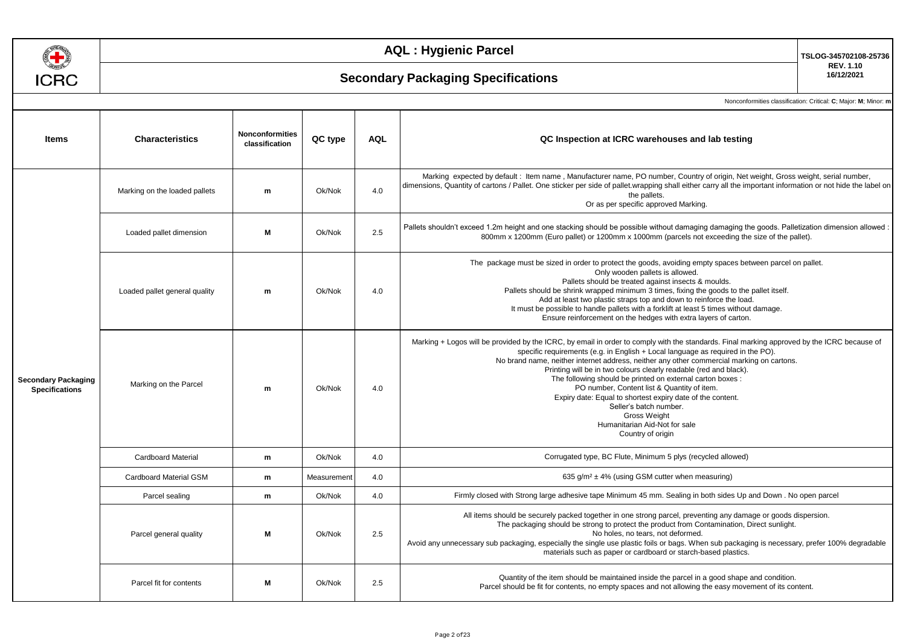# AQL : Hygienic Parcel

## Secondary Packaging Specifications

TSLOG-345702108-25736
REV. 1.10
16/12/2021

Nonconformities classification: Critical: **C**; Major: **M**; Minor: **m**

| Items | Characteristics | Nonconformities classification | QC type | AQL | QC Inspection at ICRC warehouses and lab testing |
|---|---|---|---|---|---|
| Secondary Packaging Specifications | Marking on the loaded pallets | m | Ok/Nok | 4.0 | Marking expected by default : Item name , Manufacturer name, PO number, Country of origin, Net weight, Gross weight, serial number, dimensions, Quantity of cartons / Pallet. One sticker per side of pallet.wrapping shall either carry all the important information or not hide the label on the pallets. Or as per specific approved Marking. |
| | Loaded pallet dimension | M | Ok/Nok | 2.5 | Pallets shouldn't exceed 1.2m height and one stacking should be possible without damaging damaging the goods. Palletization dimension allowed : 800mm x 1200mm (Euro pallet) or 1200mm x 1000mm (parcels not exceeding the size of the pallet). |
| | Loaded pallet general quality | m | Ok/Nok | 4.0 | The package must be sized in order to protect the goods, avoiding empty spaces between parcel on pallet. Only wooden pallets is allowed. Pallets should be treated against insects & moulds. Pallets should be shrink wrapped minimum 3 times, fixing the goods to the pallet itself. Add at least two plastic straps top and down to reinforce the load. It must be possible to handle pallets with a forklift at least 5 times without damage. Ensure reinforcement on the hedges with extra layers of carton. |
| | Marking on the Parcel | m | Ok/Nok | 4.0 | Marking + Logos will be provided by the ICRC, by email in order to comply with the standards. Final marking approved by the ICRC because of specific requirements (e.g. in English + Local language as required in the PO). No brand name, neither internet address, neither any other commercial marking on cartons. Printing will be in two colours clearly readable (red and black). The following should be printed on external carton boxes : PO number, Content list & Quantity of item. Expiry date: Equal to shortest expiry date of the content. Seller's batch number. Gross Weight Humanitarian Aid-Not for sale Country of origin |
| | Cardboard Material | m | Ok/Nok | 4.0 | Corrugated type, BC Flute, Minimum 5 plys (recycled allowed) |
| | Cardboard Material GSM | m | Measurement | 4.0 | 635 g/m² ± 4% (using GSM cutter when measuring) |
| | Parcel sealing | m | Ok/Nok | 4.0 | Firmly closed with Strong large adhesive tape Minimum 45 mm. Sealing in both sides Up and Down . No open parcel |
| | Parcel general quality | M | Ok/Nok | 2.5 | All items should be securely packed together in one strong parcel, preventing any damage or goods dispersion. The packaging should be strong to protect the product from Contamination, Direct sunlight. No holes, no tears, not deformed. Avoid any unnecessary sub packaging, especially the single use plastic foils or bags. When sub packaging is necessary, prefer 100% degradable materials such as paper or cardboard or starch-based plastics. |
| | Parcel fit for contents | M | Ok/Nok | 2.5 | Quantity of the item should be maintained inside the parcel in a good shape and condition. Parcel should be fit for contents, no empty spaces and not allowing the easy movement of its content. |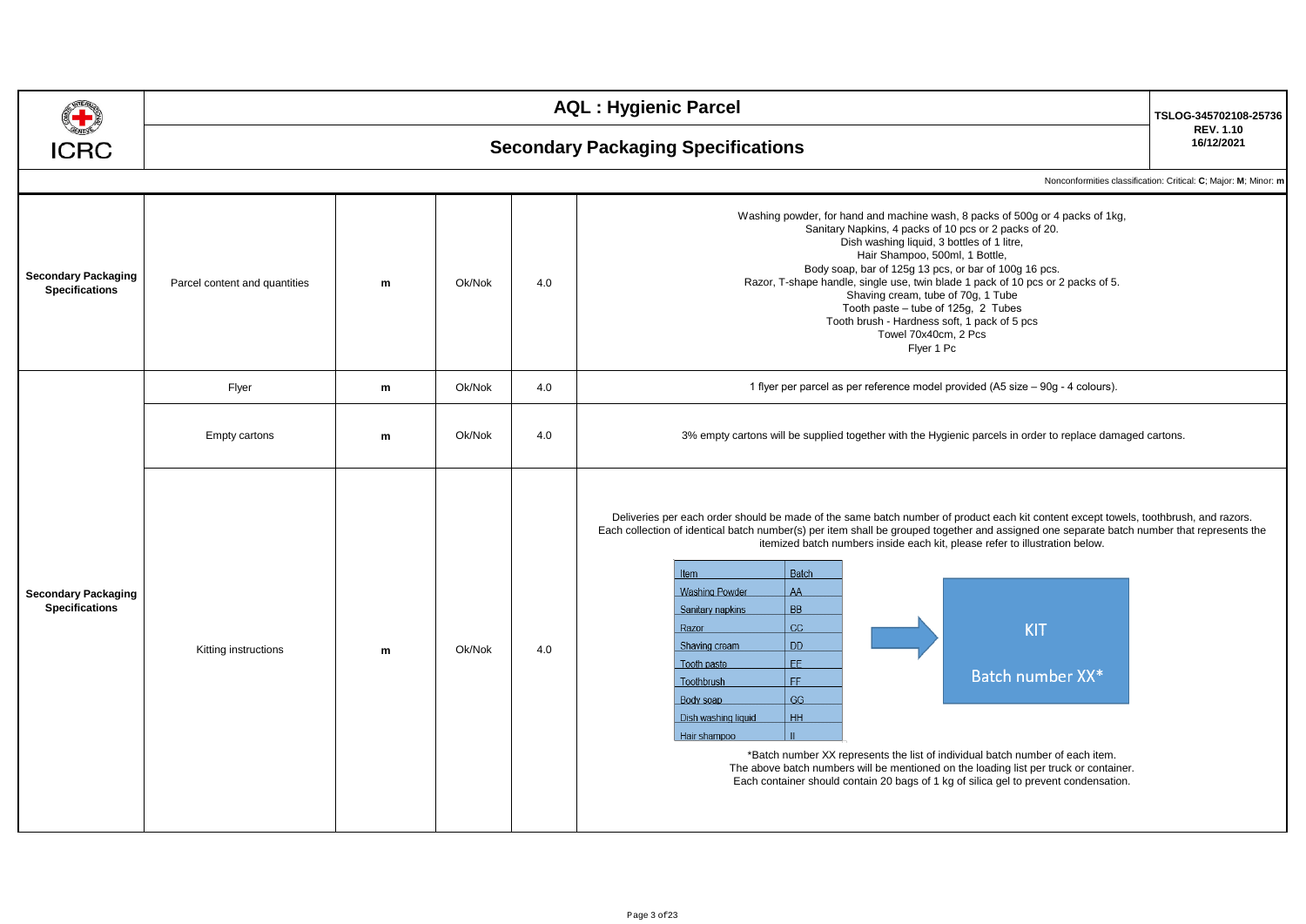# AQL : Hygienic Parcel

## Secondary Packaging Specifications

TSLOG-345702108-25736
REV. 1.10
16/12/2021

Nonconformities classification: Critical: **C**; Major: **M**; Minor: **m**

| | | | | | |
|---|---|---|---|---|---|
| **Secondary Packaging Specifications** | Parcel content and quantities | m | Ok/Nok | 4.0 | Washing powder, for hand and machine wash, 8 packs of 500g or 4 packs of 1kg,<br>Sanitary Napkins, 4 packs of 10 pcs or 2 packs of 20.<br>Dish washing liquid, 3 bottles of 1 litre,<br>Hair Shampoo, 500ml, 1 Bottle,<br>Body soap, bar of 125g 13 pcs, or bar of 100g 16 pcs.<br>Razor, T-shape handle, single use, twin blade 1 pack of 10 pcs or 2 packs of 5.<br>Shaving cream, tube of 70g, 1 Tube<br>Tooth paste – tube of 125g, 2 Tubes<br>Tooth brush - Hardness soft, 1 pack of 5 pcs<br>Towel 70x40cm, 2 Pcs<br>Flyer 1 Pc |
| **Secondary Packaging Specifications** | Flyer | m | Ok/Nok | 4.0 | 1 flyer per parcel as per reference model provided (A5 size – 90g - 4 colours). |
| | Empty cartons | m | Ok/Nok | 4.0 | 3% empty cartons will be supplied together with the Hygienic parcels in order to replace damaged cartons. |
| | Kitting instructions | m | Ok/Nok | 4.0 | Deliveries per each order should be made of the same batch number of product each kit content except towels, toothbrush, and razors. Each collection of identical batch number(s) per item shall be grouped together and assigned one separate batch number that represents the itemized batch numbers inside each kit, please refer to illustration below.<br><br>Item / Batch: Washing Powder – AA; Sanitary napkins – BB; Razor – CC; Shaving cream – DD; Tooth paste – EE; Toothbrush – FF; Body soap – GG; Dish washing liquid – HH; Hair shampoo – II → KIT Batch number XX*<br><br>*Batch number XX represents the list of individual batch number of each item.<br>The above batch numbers will be mentioned on the loading list per truck or container.<br>Each container should contain 20 bags of 1 kg of silica gel to prevent condensation. |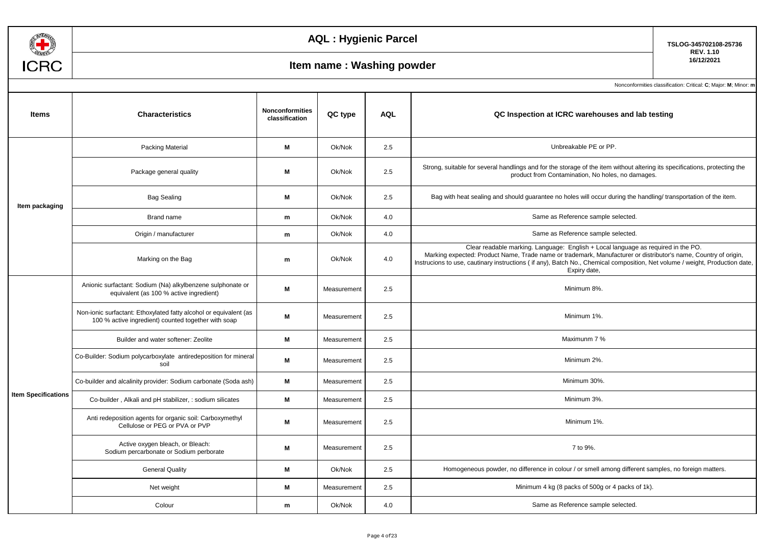# AQL : Hygienic Parcel

TSLOG-345702108-25736
REV. 1.10
16/12/2021

## Item name : Washing powder

Nonconformities classification: Critical: **C**; Major: **M**; Minor: **m**

| Items | Characteristics | Nonconformities classification | QC type | AQL | QC Inspection at ICRC warehouses and lab testing |
|---|---|---|---|---|---|
| Item packaging | Packing Material | M | Ok/Nok | 2.5 | Unbreakable PE or PP. |
| | Package general quality | M | Ok/Nok | 2.5 | Strong, suitable for several handlings and for the storage of the item without altering its specifications, protecting the product from Contamination, No holes, no damages. |
| | Bag Sealing | M | Ok/Nok | 2.5 | Bag with heat sealing and should guarantee no holes will occur during the handling/ transportation of the item. |
| | Brand name | m | Ok/Nok | 4.0 | Same as Reference sample selected. |
| | Origin / manufacturer | m | Ok/Nok | 4.0 | Same as Reference sample selected. |
| | Marking on the Bag | m | Ok/Nok | 4.0 | Clear readable marking. Language: English + Local language as required in the PO. Marking expected: Product Name, Trade name or trademark, Manufacturer or distributor's name, Country of origin, Instrucions to use, cautinary instructions ( if any), Batch No., Chemical composition, Net volume / weight, Production date, Expiry date, |
| Item Specifications | Anionic surfactant: Sodium (Na) alkylbenzene sulphonate or equivalent (as 100 % active ingredient) | M | Measurement | 2.5 | Minimum 8%. |
| | Non-ionic surfactant: Ethoxylated fatty alcohol or equivalent (as 100 % active ingredient) counted together with soap | M | Measurement | 2.5 | Minimum 1%. |
| | Builder and water softener: Zeolite | M | Measurement | 2.5 | Maximunm 7 % |
| | Co-Builder: Sodium polycarboxylate antiredeposition for mineral soil | M | Measurement | 2.5 | Minimum 2%. |
| | Co-builder and alcalinity provider: Sodium carbonate (Soda ash) | M | Measurement | 2.5 | Minimum 30%. |
| | Co-builder , Alkali and pH stabilizer, : sodium silicates | M | Measurement | 2.5 | Minimum 3%. |
| | Anti redeposition agents for organic soil: Carboxymethyl Cellulose or PEG or PVA or PVP | M | Measurement | 2.5 | Minimum 1%. |
| | Active oxygen bleach, or Bleach: Sodium percarbonate or Sodium perborate | M | Measurement | 2.5 | 7 to 9%. |
| | General Quality | M | Ok/Nok | 2.5 | Homogeneous powder, no difference in colour / or smell among different samples, no foreign matters. |
| | Net weight | M | Measurement | 2.5 | Minimum 4 kg (8 packs of 500g or 4 packs of 1k). |
| | Colour | m | Ok/Nok | 4.0 | Same as Reference sample selected. |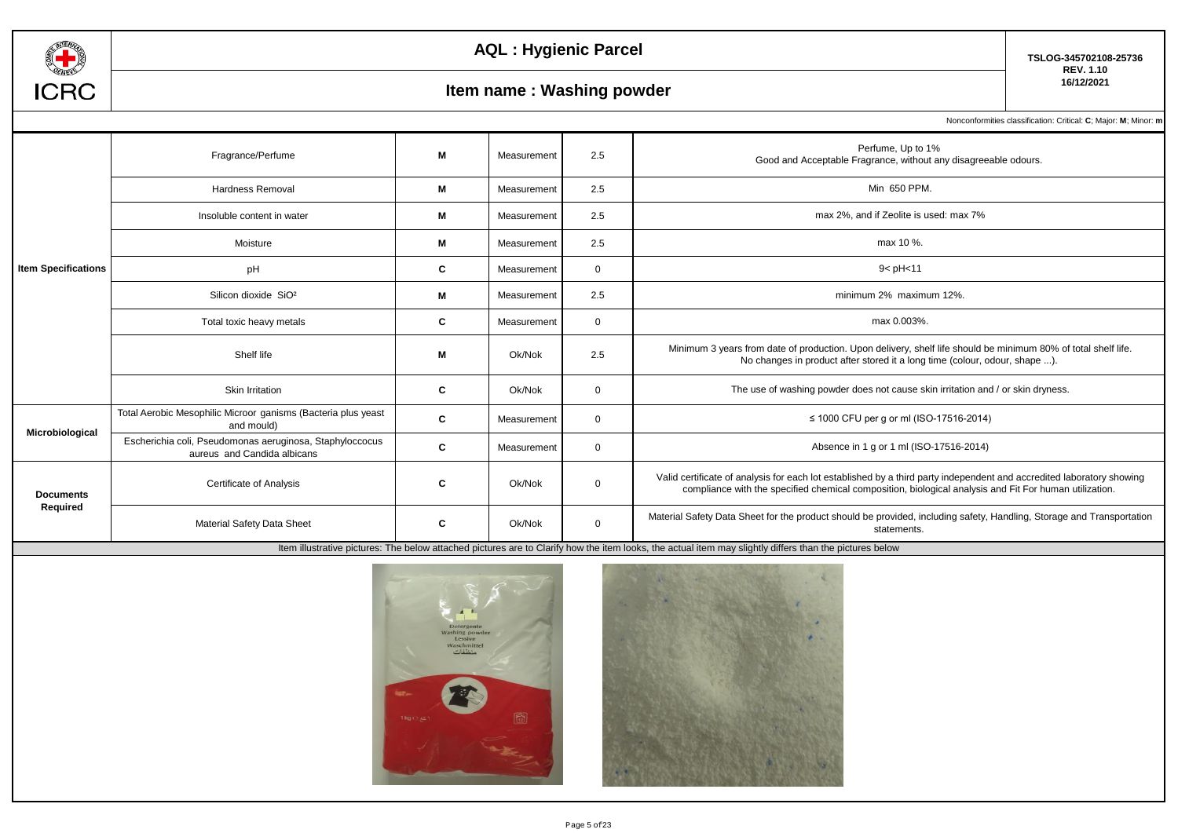# AQL : Hygienic Parcel

TSLOG-345702108-25736
REV. 1.10
16/12/2021

## Item name : Washing powder

Nonconformities classification: Critical: **C**; Major: **M**; Minor: **m**

| | | | | | |
|---|---|---|---|---|---|
| **Item Specifications** | Fragrance/Perfume | **M** | Measurement | 2.5 | Perfume, Up to 1% Good and Acceptable Fragrance, without any disagreeable odours. |
| | Hardness Removal | **M** | Measurement | 2.5 | Min 650 PPM. |
| | Insoluble content in water | **M** | Measurement | 2.5 | max 2%, and if Zeolite is used: max 7% |
| | Moisture | **M** | Measurement | 2.5 | max 10 %. |
| | pH | **C** | Measurement | 0 | 9< pH<11 |
| | Silicon dioxide $SiO^2$ | **M** | Measurement | 2.5 | minimum 2% maximum 12%. |
| | Total toxic heavy metals | **C** | Measurement | 0 | max 0.003%. |
| | Shelf life | **M** | Ok/Nok | 2.5 | Minimum 3 years from date of production. Upon delivery, shelf life should be minimum 80% of total shelf life. No changes in product after stored it a long time (colour, odour, shape ...). |
| | Skin Irritation | **C** | Ok/Nok | 0 | The use of washing powder does not cause skin irritation and / or skin dryness. |
| **Microbiological** | Total Aerobic Mesophilic Microor ganisms (Bacteria plus yeast and mould) | **C** | Measurement | 0 | ≤ 1000 CFU per g or ml (ISO-17516-2014) |
| | Escherichia coli, Pseudomonas aeruginosa, Staphyloccocus aureus and Candida albicans | **C** | Measurement | 0 | Absence in 1 g or 1 ml (ISO-17516-2014) |
| **Documents Required** | Certificate of Analysis | **C** | Ok/Nok | 0 | Valid certificate of analysis for each lot established by a third party independent and accredited laboratory showing compliance with the specified chemical composition, biological analysis and Fit For human utilization. |
| | Material Safety Data Sheet | **C** | Ok/Nok | 0 | Material Safety Data Sheet for the product should be provided, including safety, Handling, Storage and Transportation statements. |

Item illustrative pictures: The below attached pictures are to Clarify how the item looks, the actual item may slightly differs than the pictures below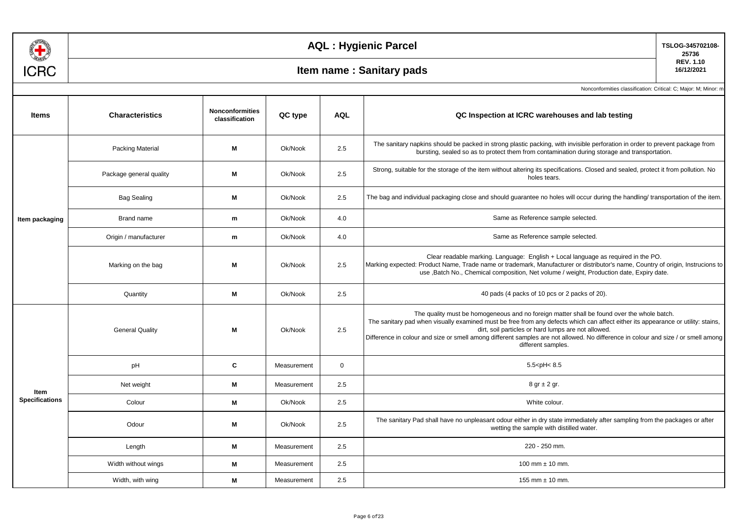# AQL : Hygienic Parcel

## Item name : Sanitary pads

TSLOG-345702108-25736
REV. 1.10
16/12/2021

Nonconformities classification: Critical: C; Major: M; Minor: m

| Items | Characteristics | Nonconformities classification | QC type | AQL | QC Inspection at ICRC warehouses and lab testing |
|---|---|---|---|---|---|
| Item packaging | Packing Material | M | Ok/Nook | 2.5 | The sanitary napkins should be packed in strong plastic packing, with invisible perforation in order to prevent package from bursting, sealed so as to protect them from contamination during storage and transportation. |
| | Package general quality | M | Ok/Nook | 2.5 | Strong, suitable for the storage of the item without altering its specifications. Closed and sealed, protect it from pollution. No holes tears. |
| | Bag Sealing | M | Ok/Nook | 2.5 | The bag and individual packaging close and should guarantee no holes will occur during the handling/ transportation of the item. |
| | Brand name | m | Ok/Nook | 4.0 | Same as Reference sample selected. |
| | Origin / manufacturer | m | Ok/Nook | 4.0 | Same as Reference sample selected. |
| | Marking on the bag | M | Ok/Nook | 2.5 | Clear readable marking. Language: English + Local language as required in the PO. Marking expected: Product Name, Trade name or trademark, Manufacturer or distributor's name, Country of origin, Instrucions to use ,Batch No., Chemical composition, Net volume / weight, Production date, Expiry date. |
| | Quantity | M | Ok/Nook | 2.5 | 40 pads (4 packs of 10 pcs or 2 packs of 20). |
| Item Specifications | General Quality | M | Ok/Nook | 2.5 | The quality must be homogeneous and no foreign matter shall be found over the whole batch. The sanitary pad when visually examined must be free from any defects which can affect either its appearance or utility: stains, dirt, soil particles or hard lumps are not allowed. Difference in colour and size or smell among different samples are not allowed. No difference in colour and size / or smell among different samples. |
| | pH | C | Measurement | 0 | 5.5<pH< 8.5 |
| | Net weight | M | Measurement | 2.5 | 8 gr ± 2 gr. |
| | Colour | M | Ok/Nook | 2.5 | White colour. |
| | Odour | M | Ok/Nook | 2.5 | The sanitary Pad shall have no unpleasant odour either in dry state immediately after sampling from the packages or after wetting the sample with distilled water. |
| | Length | M | Measurement | 2.5 | 220 - 250 mm. |
| | Width without wings | M | Measurement | 2.5 | 100 mm ± 10 mm. |
| | Width, with wing | M | Measurement | 2.5 | 155 mm ± 10 mm. |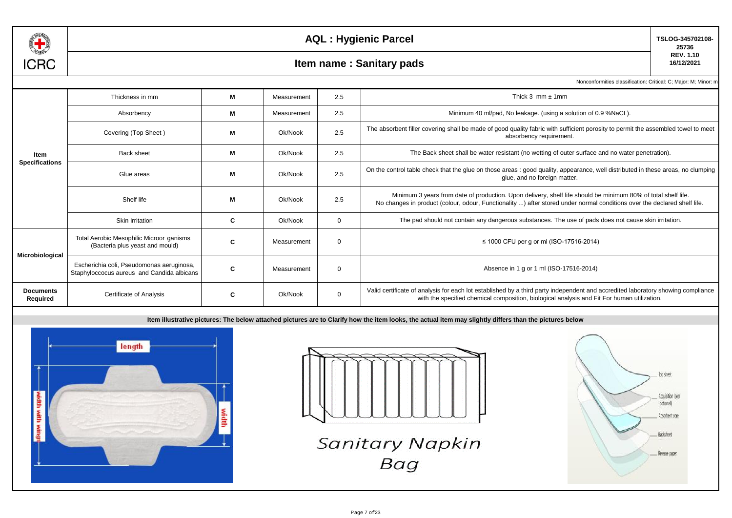# AQL : Hygienic Parcel

## Item name : Sanitary pads

TSLOG-345702108-25736
REV. 1.10
16/12/2021

Nonconformities classification: Critical: C; Major: M; Minor: m

| | | | | | |
|---|---|---|---|---|---|
| **Item Specifications** | Thickness in mm | **M** | Measurement | 2.5 | Thick 3 mm ± 1mm |
| | Absorbency | **M** | Measurement | 2.5 | Minimum 40 ml/pad, No leakage. (using a solution of 0.9 %NaCL). |
| | Covering (Top Sheet ) | **M** | Ok/Nook | 2.5 | The absorbent filler covering shall be made of good quality fabric with sufficient porosity to permit the assembled towel to meet absorbency requirement. |
| | Back sheet | **M** | Ok/Nook | 2.5 | The Back sheet shall be water resistant (no wetting of outer surface and no water penetration). |
| | Glue areas | **M** | Ok/Nook | 2.5 | On the control table check that the glue on those areas : good quality, appearance, well distributed in these areas, no clumping glue, and no foreign matter. |
| | Shelf life | **M** | Ok/Nook | 2.5 | Minimum 3 years from date of production. Upon delivery, shelf life should be minimum 80% of total shelf life. No changes in product (colour, odour, Functionality ...) after stored under normal conditions over the declared shelf life. |
| | Skin Irritation | **C** | Ok/Nook | 0 | The pad should not contain any dangerous substances. The use of pads does not cause skin irritation. |
| **Microbiological** | Total Aerobic Mesophilic Microor ganisms (Bacteria plus yeast and mould) | **C** | Measurement | 0 | ≤ 1000 CFU per g or ml (ISO-17516-2014) |
| | Escherichia coli, Pseudomonas aeruginosa, Staphyloccocus aureus and Candida albicans | **C** | Measurement | 0 | Absence in 1 g or 1 ml (ISO-17516-2014) |
| **Documents Required** | Certificate of Analysis | **C** | Ok/Nook | 0 | Valid certificate of analysis for each lot established by a third party independent and accredited laboratory showing compliance with the specified chemical composition, biological analysis and Fit For human utilization. |

**Item illustrative pictures: The below attached pictures are to Clarify how the item looks, the actual item may slightly differs than the pictures below**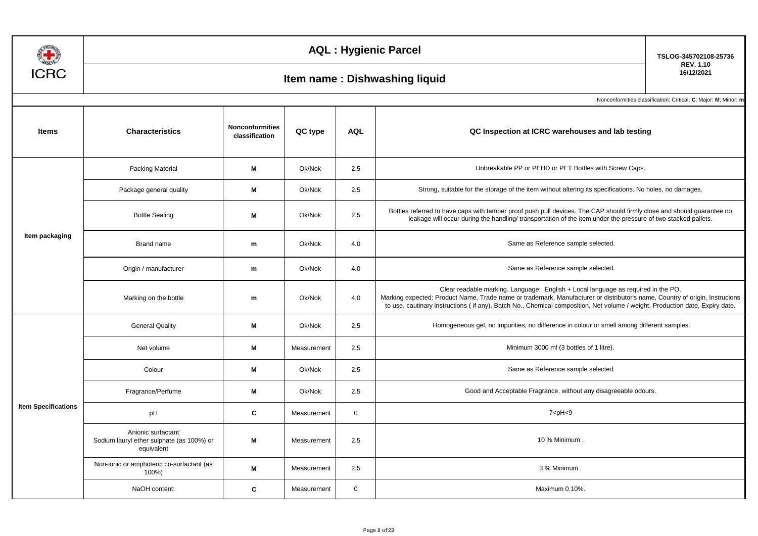ICRC

# AQL : Hygienic Parcel

TSLOG-345702108-25736
REV. 1.10
16/12/2021

## Item name : Dishwashing liquid

Nonconformities classification: Critical: **C**; Major: **M**; Minor: **m**

| Items | Characteristics | Nonconformities classification | QC type | AQL | QC Inspection at ICRC warehouses and lab testing |
|---|---|---|---|---|---|
| Item packaging | Packing Material | **M** | Ok/Nok | 2.5 | Unbreakable PP or PEHD or PET Bottles with Screw Caps. |
| | Package general quality | **M** | Ok/Nok | 2.5 | Strong, suitable for the storage of the item without altering its specifications. No holes, no damages. |
| | Bottle Sealing | **M** | Ok/Nok | 2.5 | Bottles referred to have caps with tamper proof push pull devices. The CAP should firmly close and should guarantee no leakage will occur during the handling/ transportation of the item under the pressure of two stacked pallets. |
| | Brand name | **m** | Ok/Nok | 4.0 | Same as Reference sample selected. |
| | Origin / manufacturer | **m** | Ok/Nok | 4.0 | Same as Reference sample selected. |
| | Marking on the bottle | **m** | Ok/Nok | 4.0 | Clear readable marking. Language: English + Local language as required in the PO. Marking expected: Product Name, Trade name or trademark, Manufacturer or distributor's name, Country of origin, Instrucions to use, cautinary instructions ( if any), Batch No., Chemical composition, Net volume / weight, Production date, Expiry date. |
| Item Specifications | General Quality | **M** | Ok/Nok | 2.5 | Homogeneous gel, no impurities, no difference in colour or smell among different samples. |
| | Net volume | **M** | Measurement | 2.5 | Minimum 3000 ml (3 bottles of 1 litre). |
| | Colour | **M** | Ok/Nok | 2.5 | Same as Reference sample selected. |
| | Fragrance/Perfume | **M** | Ok/Nok | 2.5 | Good and Acceptable Fragrance, without any disagreeable odours. |
| | pH | **C** | Measurement | 0 | $7<pH<9$ |
| | Anionic surfactant Sodium lauryl ether sulphate (as 100%) or equivalent | **M** | Measurement | 2.5 | 10 % Minimum . |
| | Non-ionic or amphoteric co-surfactant (as 100%) | **M** | Measurement | 2.5 | 3 % Minimum . |
| | NaOH content: | **C** | Measurement | 0 | Maximum 0.10%. |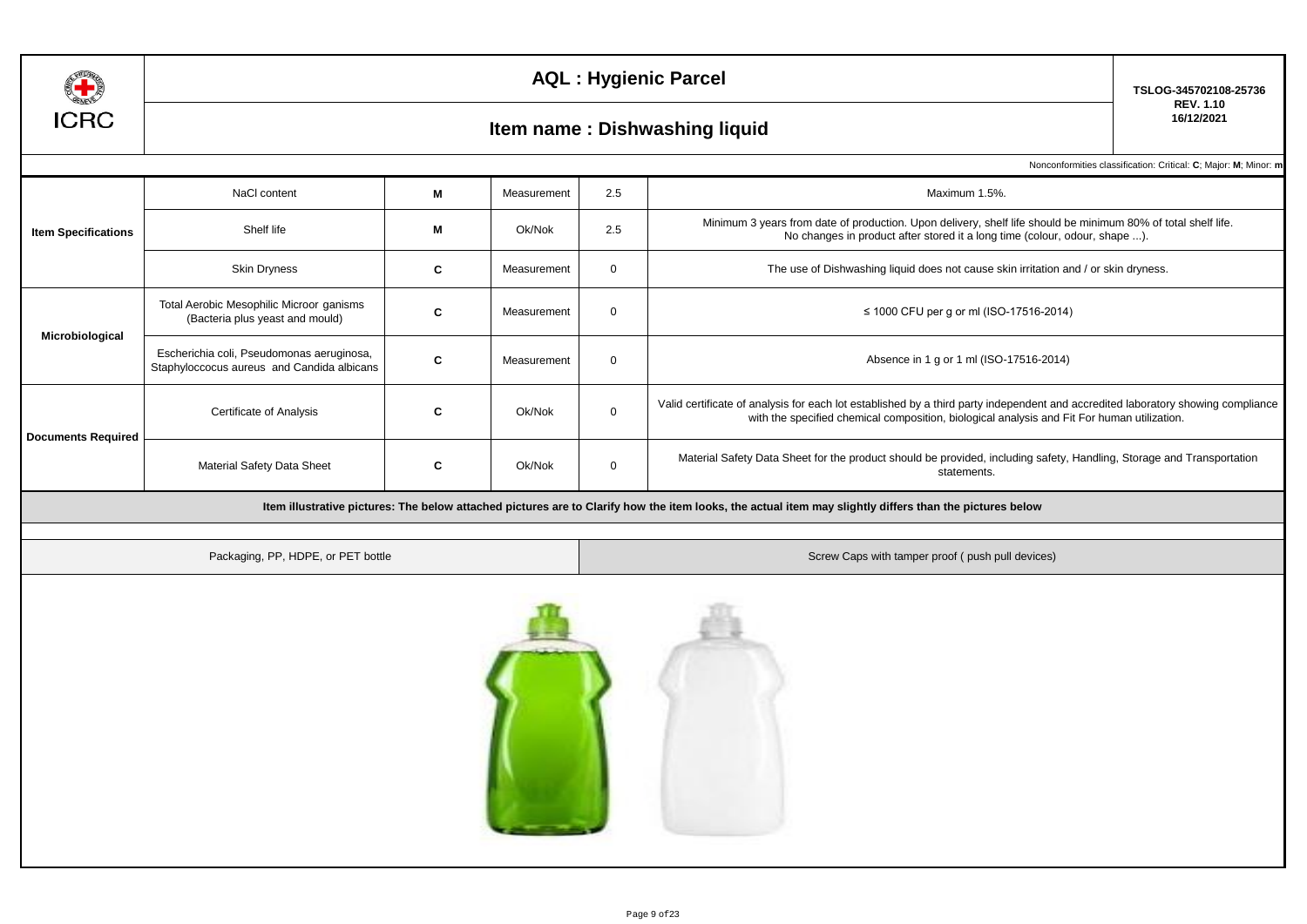# AQL : Hygienic Parcel

TSLOG-345702108-25736
REV. 1.10
16/12/2021

## Item name : Dishwashing liquid

Nonconformities classification: Critical: **C**; Major: **M**; Minor: **m**

| | | | | | |
|---|---|---|---|---|---|
| **Item Specifications** | NaCl content | **M** | Measurement | 2.5 | Maximum 1.5%. |
| | Shelf life | **M** | Ok/Nok | 2.5 | Minimum 3 years from date of production. Upon delivery, shelf life should be minimum 80% of total shelf life. No changes in product after stored it a long time (colour, odour, shape ...). |
| | Skin Dryness | **C** | Measurement | 0 | The use of Dishwashing liquid does not cause skin irritation and / or skin dryness. |
| **Microbiological** | Total Aerobic Mesophilic Microor ganisms (Bacteria plus yeast and mould) | **C** | Measurement | 0 | ≤ 1000 CFU per g or ml (ISO-17516-2014) |
| | Escherichia coli, Pseudomonas aeruginosa, Staphyloccocus aureus and Candida albicans | **C** | Measurement | 0 | Absence in 1 g or 1 ml (ISO-17516-2014) |
| **Documents Required** | Certificate of Analysis | **C** | Ok/Nok | 0 | Valid certificate of analysis for each lot established by a third party independent and accredited laboratory showing compliance with the specified chemical composition, biological analysis and Fit For human utilization. |
| | Material Safety Data Sheet | **C** | Ok/Nok | 0 | Material Safety Data Sheet for the product should be provided, including safety, Handling, Storage and Transportation statements. |

**Item illustrative pictures: The below attached pictures are to Clarify how the item looks, the actual item may slightly differs than the pictures below**

| Packaging, PP, HDPE, or PET bottle | Screw Caps with tamper proof ( push pull devices) |
|---|---|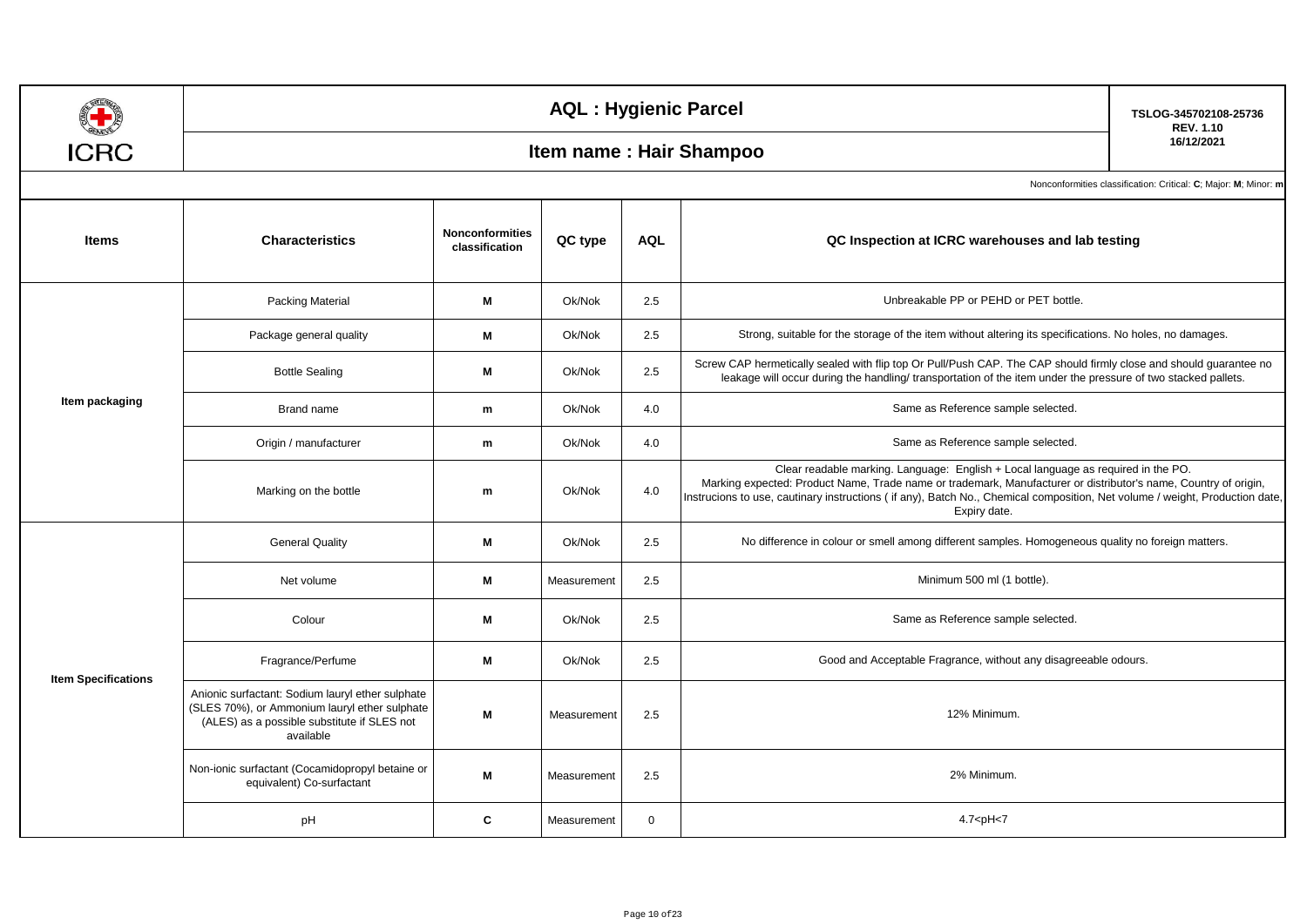# AQL : Hygienic Parcel

## Item name : Hair Shampoo

TSLOG-345702108-25736
REV. 1.10
16/12/2021

Nonconformities classification: Critical: **C**; Major: **M**; Minor: **m**

| Items | Characteristics | Nonconformities classification | QC type | AQL | QC Inspection at ICRC warehouses and lab testing |
|---|---|---|---|---|---|
| Item packaging | Packing Material | **M** | Ok/Nok | 2.5 | Unbreakable PP or PEHD or PET bottle. |
| | Package general quality | **M** | Ok/Nok | 2.5 | Strong, suitable for the storage of the item without altering its specifications. No holes, no damages. |
| | Bottle Sealing | **M** | Ok/Nok | 2.5 | Screw CAP hermetically sealed with flip top Or Pull/Push CAP. The CAP should firmly close and should guarantee no leakage will occur during the handling/ transportation of the item under the pressure of two stacked pallets. |
| | Brand name | **m** | Ok/Nok | 4.0 | Same as Reference sample selected. |
| | Origin / manufacturer | **m** | Ok/Nok | 4.0 | Same as Reference sample selected. |
| | Marking on the bottle | **m** | Ok/Nok | 4.0 | Clear readable marking. Language: English + Local language as required in the PO. Marking expected: Product Name, Trade name or trademark, Manufacturer or distributor's name, Country of origin, Instrucions to use, cautinary instructions ( if any), Batch No., Chemical composition, Net volume / weight, Production date, Expiry date. |
| Item Specifications | General Quality | **M** | Ok/Nok | 2.5 | No difference in colour or smell among different samples. Homogeneous quality no foreign matters. |
| | Net volume | **M** | Measurement | 2.5 | Minimum 500 ml (1 bottle). |
| | Colour | **M** | Ok/Nok | 2.5 | Same as Reference sample selected. |
| | Fragrance/Perfume | **M** | Ok/Nok | 2.5 | Good and Acceptable Fragrance, without any disagreeable odours. |
| | Anionic surfactant: Sodium lauryl ether sulphate (SLES 70%), or Ammonium lauryl ether sulphate (ALES) as a possible substitute if SLES not available | **M** | Measurement | 2.5 | 12% Minimum. |
| | Non-ionic surfactant (Cocamidopropyl betaine or equivalent) Co-surfactant | **M** | Measurement | 2.5 | 2% Minimum. |
| | pH | **C** | Measurement | 0 | $4.7<pH<7$ |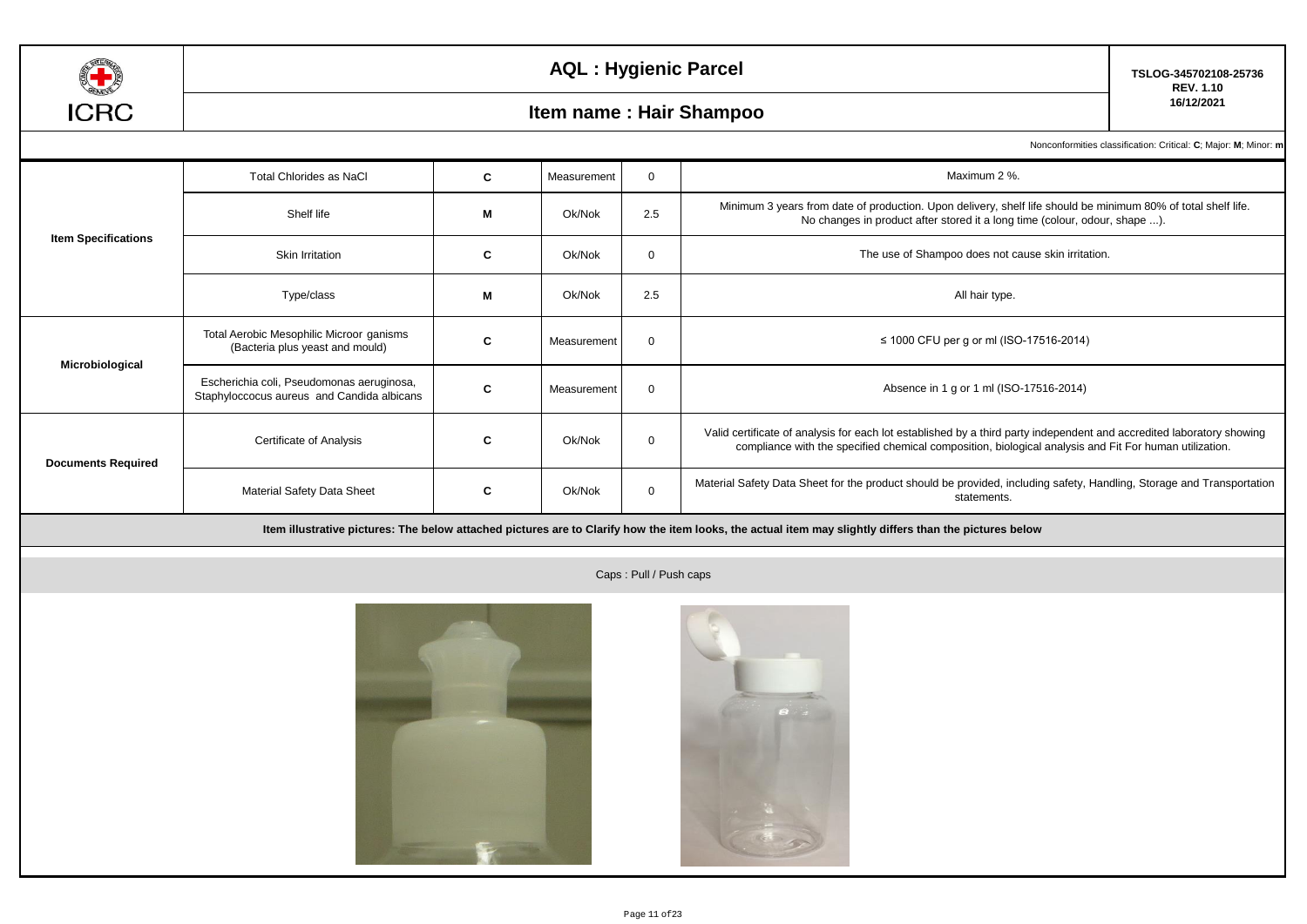# AQL : Hygienic Parcel

## Item name : Hair Shampoo

TSLOG-345702108-25736
REV. 1.10
16/12/2021

Nonconformities classification: Critical: **C**; Major: **M**; Minor: **m**

| | | | | | |
|---|---|---|---|---|---|
| **Item Specifications** | Total Chlorides as NaCl | C | Measurement | 0 | Maximum 2 %. |
| | Shelf life | M | Ok/Nok | 2.5 | Minimum 3 years from date of production. Upon delivery, shelf life should be minimum 80% of total shelf life. No changes in product after stored it a long time (colour, odour, shape ...). |
| | Skin Irritation | C | Ok/Nok | 0 | The use of Shampoo does not cause skin irritation. |
| | Type/class | M | Ok/Nok | 2.5 | All hair type. |
| **Microbiological** | Total Aerobic Mesophilic Microor ganisms (Bacteria plus yeast and mould) | C | Measurement | 0 | ≤ 1000 CFU per g or ml (ISO-17516-2014) |
| | Escherichia coli, Pseudomonas aeruginosa, Staphyloccocus aureus and Candida albicans | C | Measurement | 0 | Absence in 1 g or 1 ml (ISO-17516-2014) |
| **Documents Required** | Certificate of Analysis | C | Ok/Nok | 0 | Valid certificate of analysis for each lot established by a third party independent and accredited laboratory showing compliance with the specified chemical composition, biological analysis and Fit For human utilization. |
| | Material Safety Data Sheet | C | Ok/Nok | 0 | Material Safety Data Sheet for the product should be provided, including safety, Handling, Storage and Transportation statements. |

**Item illustrative pictures: The below attached pictures are to Clarify how the item looks, the actual item may slightly differs than the pictures below**

Caps : Pull / Push caps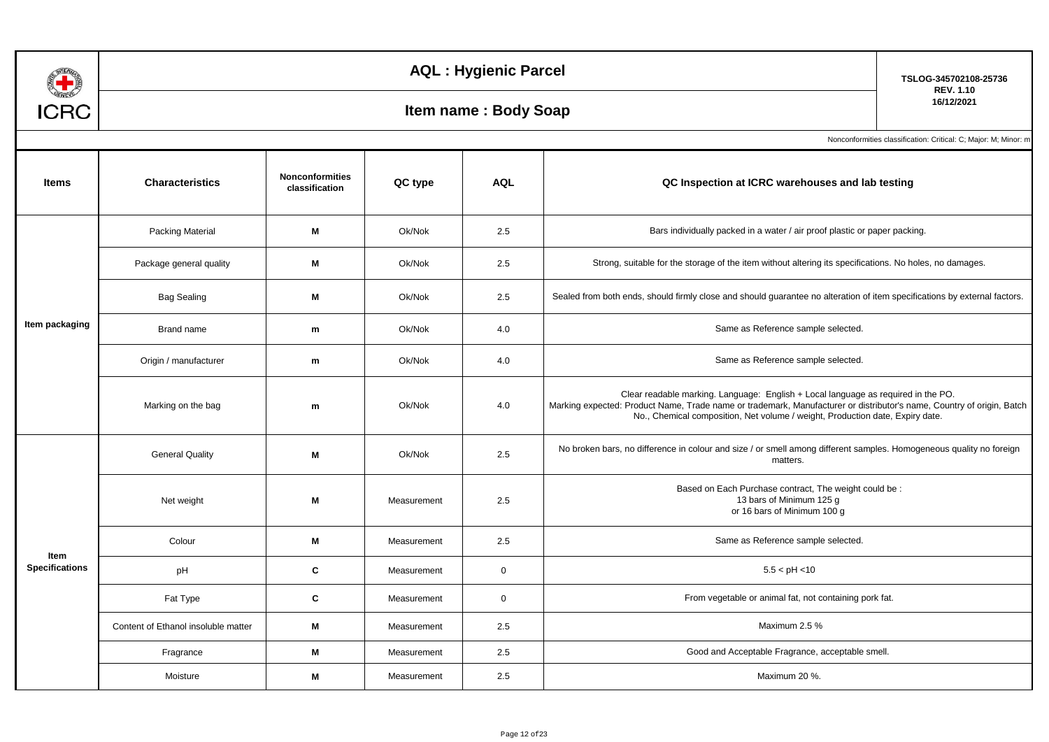# AQL : Hygienic Parcel

## Item name : Body Soap

TSLOG-345702108-25736
REV. 1.10
16/12/2021

Nonconformities classification: Critical: C; Major: M; Minor: m

| Items | Characteristics | Nonconformities classification | QC type | AQL | QC Inspection at ICRC warehouses and lab testing |
|---|---|---|---|---|---|
| Item packaging | Packing Material | M | Ok/Nok | 2.5 | Bars individually packed in a water / air proof plastic or paper packing. |
| | Package general quality | M | Ok/Nok | 2.5 | Strong, suitable for the storage of the item without altering its specifications. No holes, no damages. |
| | Bag Sealing | M | Ok/Nok | 2.5 | Sealed from both ends, should firmly close and should guarantee no alteration of item specifications by external factors. |
| | Brand name | m | Ok/Nok | 4.0 | Same as Reference sample selected. |
| | Origin / manufacturer | m | Ok/Nok | 4.0 | Same as Reference sample selected. |
| | Marking on the bag | m | Ok/Nok | 4.0 | Clear readable marking. Language: English + Local language as required in the PO. Marking expected: Product Name, Trade name or trademark, Manufacturer or distributor's name, Country of origin, Batch No., Chemical composition, Net volume / weight, Production date, Expiry date. |
| Item Specifications | General Quality | M | Ok/Nok | 2.5 | No broken bars, no difference in colour and size / or smell among different samples. Homogeneous quality no foreign matters. |
| | Net weight | M | Measurement | 2.5 | Based on Each Purchase contract, The weight could be : 13 bars of Minimum 125 g or 16 bars of Minimum 100 g |
| | Colour | M | Measurement | 2.5 | Same as Reference sample selected. |
| | pH | C | Measurement | 0 | 5.5 < pH <10 |
| | Fat Type | C | Measurement | 0 | From vegetable or animal fat, not containing pork fat. |
| | Content of Ethanol insoluble matter | M | Measurement | 2.5 | Maximum 2.5 % |
| | Fragrance | M | Measurement | 2.5 | Good and Acceptable Fragrance, acceptable smell. |
| | Moisture | M | Measurement | 2.5 | Maximum 20 %. |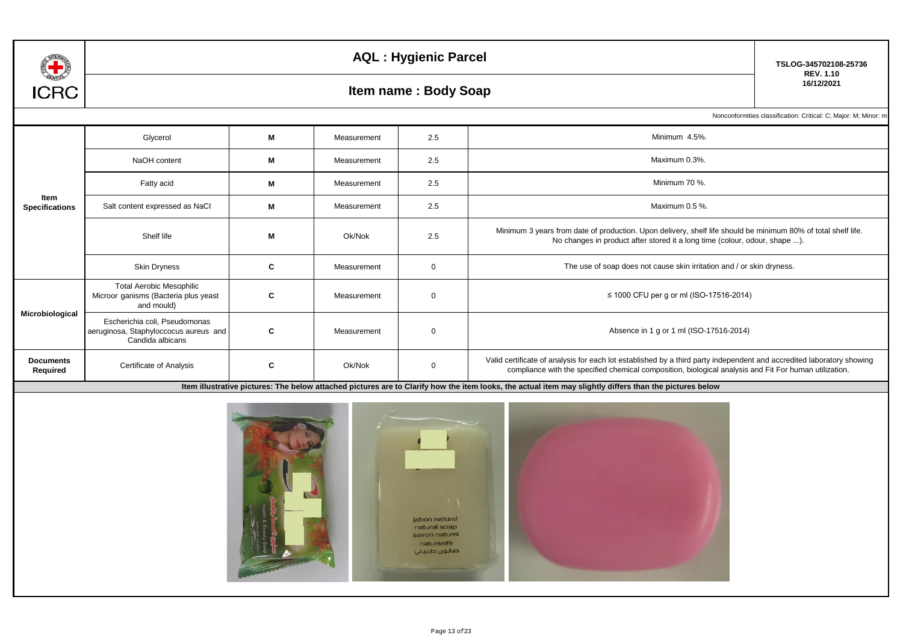# AQL : Hygienic Parcel

## Item name : Body Soap

TSLOG-345702108-25736
REV. 1.10
16/12/2021

Nonconformities classification: Critical: C; Major: M; Minor: m

| | | | | | |
|---|---|---|---|---|---|
| Item Specifications | Glycerol | M | Measurement | 2.5 | Minimum 4.5%. |
| | NaOH content | M | Measurement | 2.5 | Maximum 0.3%. |
| | Fatty acid | M | Measurement | 2.5 | Minimum 70 %. |
| | Salt content expressed as NaCl | M | Measurement | 2.5 | Maximum 0.5 %. |
| | Shelf life | M | Ok/Nok | 2.5 | Minimum 3 years from date of production. Upon delivery, shelf life should be minimum 80% of total shelf life. No changes in product after stored it a long time (colour, odour, shape ...). |
| | Skin Dryness | C | Measurement | 0 | The use of soap does not cause skin irritation and / or skin dryness. |
| Microbiological | Total Aerobic Mesophilic Microor ganisms (Bacteria plus yeast and mould) | C | Measurement | 0 | ≤ 1000 CFU per g or ml (ISO-17516-2014) |
| | Escherichia coli, Pseudomonas aeruginosa, Staphyloccocus aureus and Candida albicans | C | Measurement | 0 | Absence in 1 g or 1 ml (ISO-17516-2014) |
| Documents Required | Certificate of Analysis | C | Ok/Nok | 0 | Valid certificate of analysis for each lot established by a third party independent and accredited laboratory showing compliance with the specified chemical composition, biological analysis and Fit For human utilization. |

**Item illustrative pictures: The below attached pictures are to Clarify how the item looks, the actual item may slightly differs than the pictures below**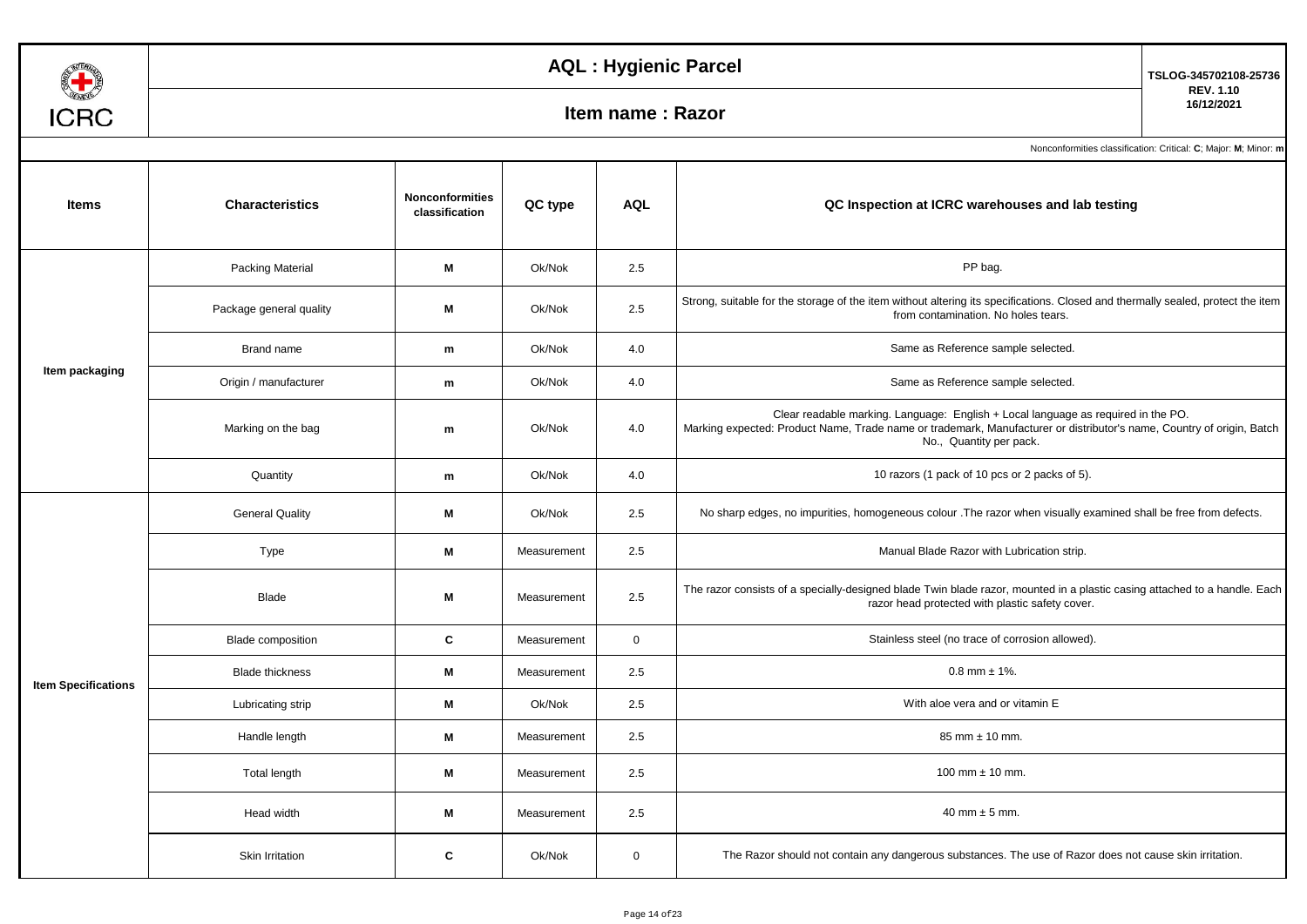# AQL : Hygienic Parcel

## Item name : Razor

TSLOG-345702108-25736
REV. 1.10
16/12/2021

Nonconformities classification: Critical: **C**; Major: **M**; Minor: **m**

| Items | Characteristics | Nonconformities classification | QC type | AQL | QC Inspection at ICRC warehouses and lab testing |
|---|---|---|---|---|---|
| Item packaging | Packing Material | **M** | Ok/Nok | 2.5 | PP bag. |
| | Package general quality | **M** | Ok/Nok | 2.5 | Strong, suitable for the storage of the item without altering its specifications. Closed and thermally sealed, protect the item from contamination. No holes tears. |
| | Brand name | **m** | Ok/Nok | 4.0 | Same as Reference sample selected. |
| | Origin / manufacturer | **m** | Ok/Nok | 4.0 | Same as Reference sample selected. |
| | Marking on the bag | **m** | Ok/Nok | 4.0 | Clear readable marking. Language: English + Local language as required in the PO. Marking expected: Product Name, Trade name or trademark, Manufacturer or distributor's name, Country of origin, Batch No., Quantity per pack. |
| | Quantity | **m** | Ok/Nok | 4.0 | 10 razors (1 pack of 10 pcs or 2 packs of 5). |
| Item Specifications | General Quality | **M** | Ok/Nok | 2.5 | No sharp edges, no impurities, homogeneous colour .The razor when visually examined shall be free from defects. |
| | Type | **M** | Measurement | 2.5 | Manual Blade Razor with Lubrication strip. |
| | Blade | **M** | Measurement | 2.5 | The razor consists of a specially-designed blade Twin blade razor, mounted in a plastic casing attached to a handle. Each razor head protected with plastic safety cover. |
| | Blade composition | **C** | Measurement | 0 | Stainless steel (no trace of corrosion allowed). |
| | Blade thickness | **M** | Measurement | 2.5 | 0.8 mm ± 1%. |
| | Lubricating strip | **M** | Ok/Nok | 2.5 | With aloe vera and or vitamin E |
| | Handle length | **M** | Measurement | 2.5 | 85 mm ± 10 mm. |
| | Total length | **M** | Measurement | 2.5 | 100 mm ± 10 mm. |
| | Head width | **M** | Measurement | 2.5 | 40 mm ± 5 mm. |
| | Skin Irritation | **C** | Ok/Nok | 0 | The Razor should not contain any dangerous substances. The use of Razor does not cause skin irritation. |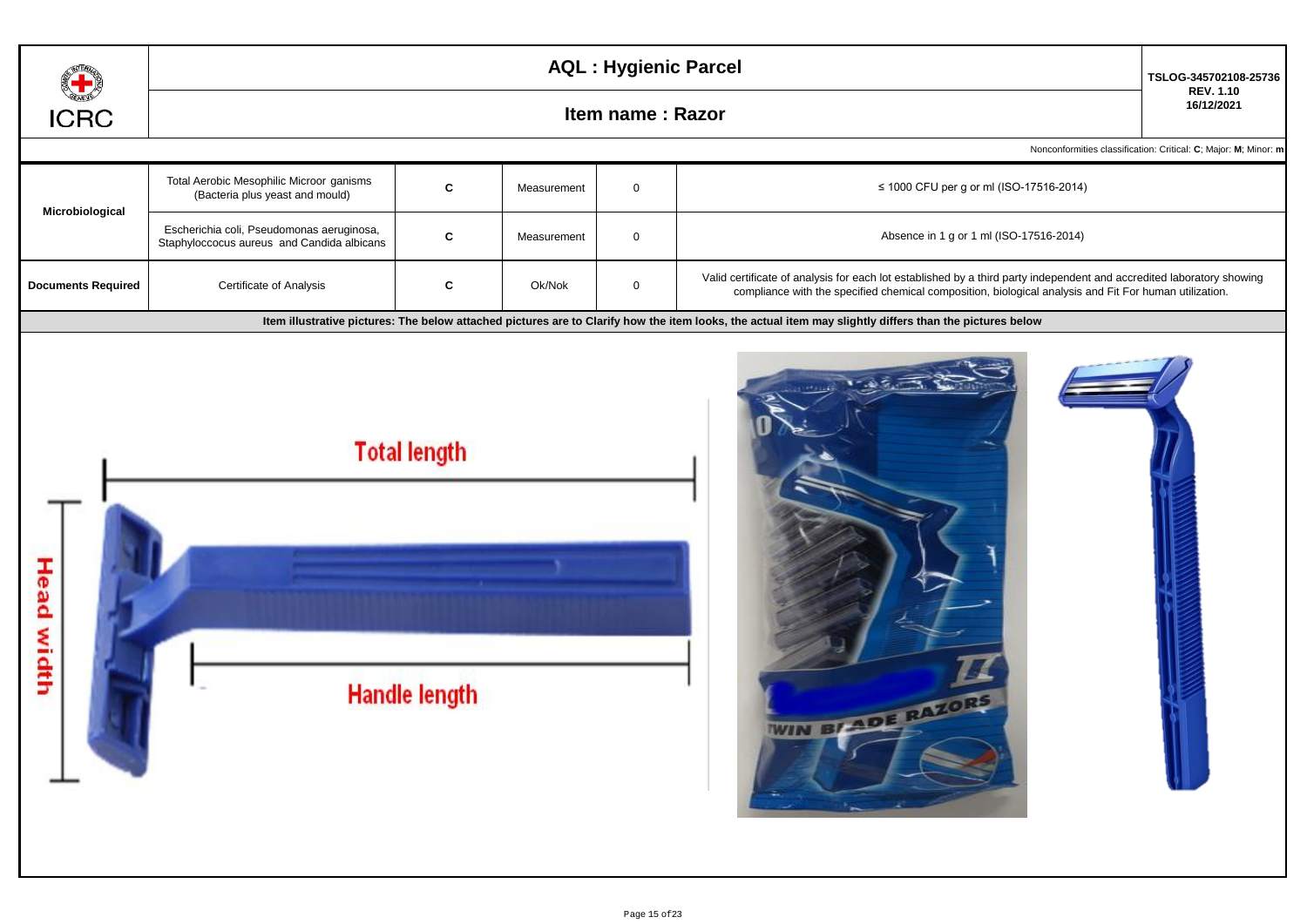| ICRC | AQL : Hygienic Parcel | TSLOG-345702108-25736 REV. 1.10 16/12/2021 |
|---|---|---|
| | Item name : Razor | |

Nonconformities classification: Critical: **C**; Major: **M**; Minor: **m**

| | | | | | |
|---|---|---|---|---|---|
| **Microbiological** | Total Aerobic Mesophilic Microor ganisms (Bacteria plus yeast and mould) | **C** | Measurement | 0 | ≤ 1000 CFU per g or ml (ISO-17516-2014) |
| | Escherichia coli, Pseudomonas aeruginosa, Staphyloccocus aureus and Candida albicans | **C** | Measurement | 0 | Absence in 1 g or 1 ml (ISO-17516-2014) |
| **Documents Required** | Certificate of Analysis | **C** | Ok/Nok | 0 | Valid certificate of analysis for each lot established by a third party independent and accredited laboratory showing compliance with the specified chemical composition, biological analysis and Fit For human utilization. |

**Item illustrative pictures: The below attached pictures are to Clarify how the item looks, the actual item may slightly differs than the pictures below**

Total length

Head width

Handle length

TWIN BLADE RAZORS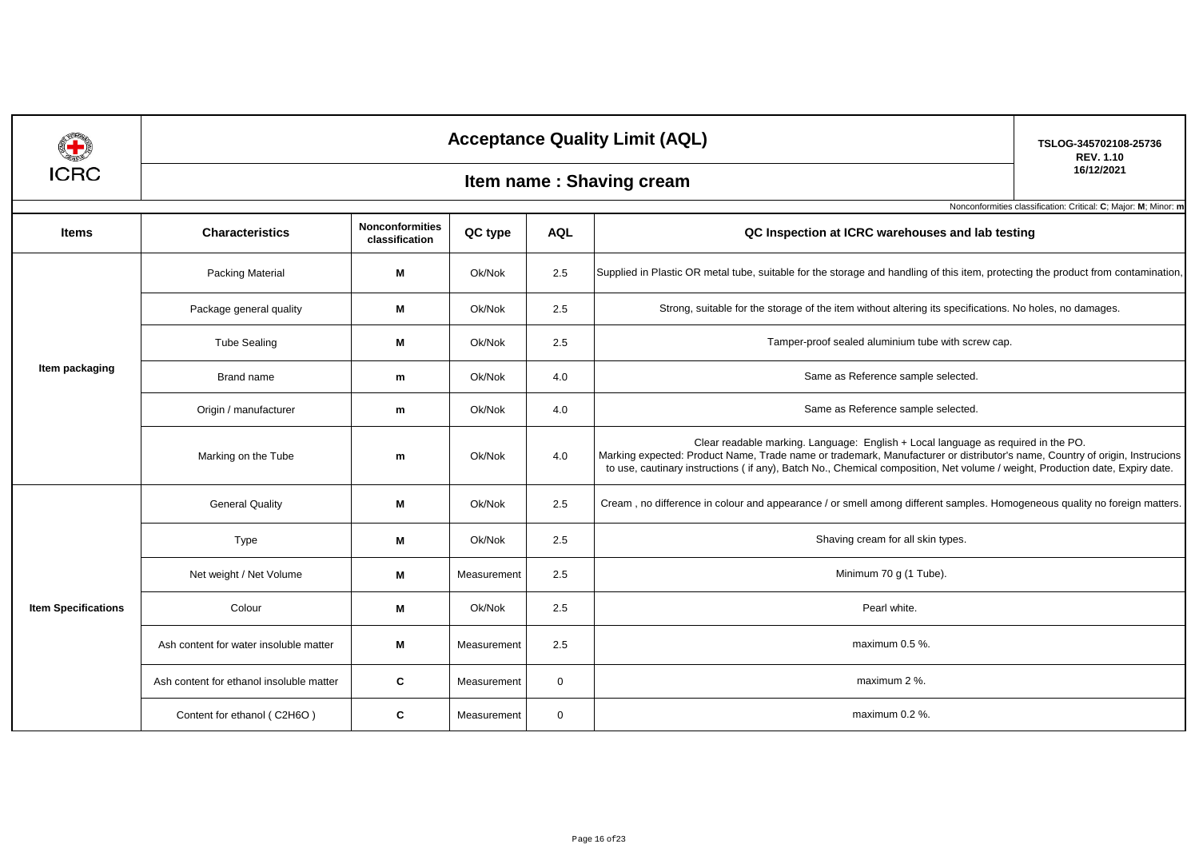ICRC

# Acceptance Quality Limit (AQL)

## Item name : Shaving cream

TSLOG-345702108-25736
REV. 1.10
16/12/2021

Nonconformities classification: Critical: **C**; Major: **M**; Minor: **m**

| Items | Characteristics | Nonconformities classification | QC type | AQL | QC Inspection at ICRC warehouses and lab testing |
|---|---|---|---|---|---|
| Item packaging | Packing Material | M | Ok/Nok | 2.5 | Supplied in Plastic OR metal tube, suitable for the storage and handling of this item, protecting the product from contamination, |
| | Package general quality | M | Ok/Nok | 2.5 | Strong, suitable for the storage of the item without altering its specifications. No holes, no damages. |
| | Tube Sealing | M | Ok/Nok | 2.5 | Tamper-proof sealed aluminium tube with screw cap. |
| | Brand name | m | Ok/Nok | 4.0 | Same as Reference sample selected. |
| | Origin / manufacturer | m | Ok/Nok | 4.0 | Same as Reference sample selected. |
| | Marking on the Tube | m | Ok/Nok | 4.0 | Clear readable marking. Language: English + Local language as required in the PO. Marking expected: Product Name, Trade name or trademark, Manufacturer or distributor's name, Country of origin, Instrucions to use, cautinary instructions ( if any), Batch No., Chemical composition, Net volume / weight, Production date, Expiry date. |
| Item Specifications | General Quality | M | Ok/Nok | 2.5 | Cream , no difference in colour and appearance / or smell among different samples. Homogeneous quality no foreign matters. |
| | Type | M | Ok/Nok | 2.5 | Shaving cream for all skin types. |
| | Net weight / Net Volume | M | Measurement | 2.5 | Minimum 70 g (1 Tube). |
| | Colour | M | Ok/Nok | 2.5 | Pearl white. |
| | Ash content for water insoluble matter | M | Measurement | 2.5 | maximum 0.5 %. |
| | Ash content for ethanol insoluble matter | C | Measurement | 0 | maximum 2 %. |
| | Content for ethanol ( $C_2H_6O$ ) | C | Measurement | 0 | maximum 0.2 %. |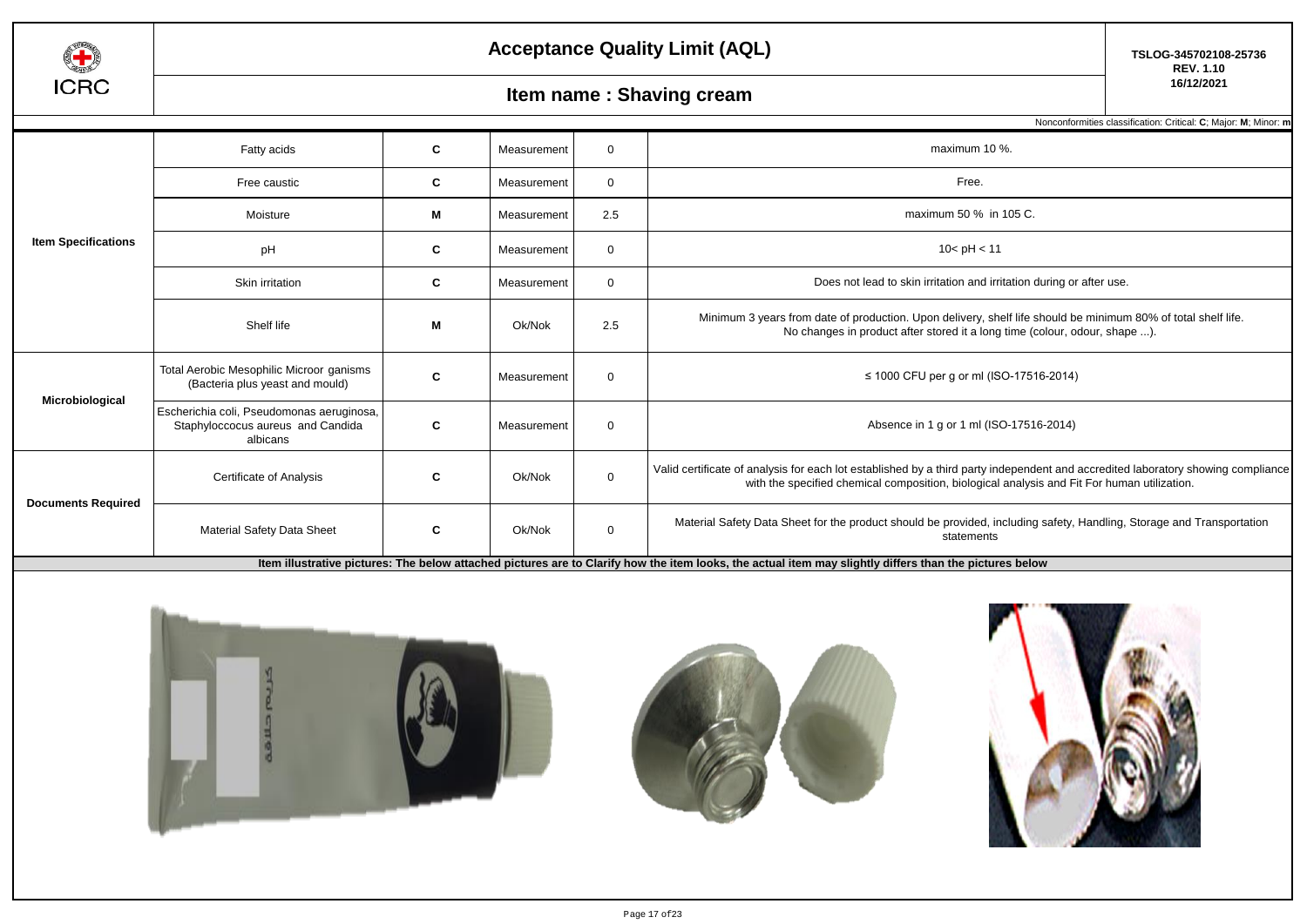# Acceptance Quality Limit (AQL)

## Item name : Shaving cream

TSLOG-345702108-25736
REV. 1.10
16/12/2021

Nonconformities classification: Critical: **C**; Major: **M**; Minor: **m**

| | | | | | |
|---|---|---|---|---|---|
| **Item Specifications** | Fatty acids | **C** | Measurement | 0 | maximum 10 %. |
| | Free caustic | **C** | Measurement | 0 | Free. |
| | Moisture | **M** | Measurement | 2.5 | maximum 50 % in 105 C. |
| | pH | **C** | Measurement | 0 | 10< pH < 11 |
| | Skin irritation | **C** | Measurement | 0 | Does not lead to skin irritation and irritation during or after use. |
| | Shelf life | **M** | Ok/Nok | 2.5 | Minimum 3 years from date of production. Upon delivery, shelf life should be minimum 80% of total shelf life. No changes in product after stored it a long time (colour, odour, shape ...). |
| **Microbiological** | Total Aerobic Mesophilic Microor ganisms (Bacteria plus yeast and mould) | **C** | Measurement | 0 | ≤ 1000 CFU per g or ml (ISO-17516-2014) |
| | Escherichia coli, Pseudomonas aeruginosa, Staphyloccocus aureus and Candida albicans | **C** | Measurement | 0 | Absence in 1 g or 1 ml (ISO-17516-2014) |
| **Documents Required** | Certificate of Analysis | **C** | Ok/Nok | 0 | Valid certificate of analysis for each lot established by a third party independent and accredited laboratory showing compliance with the specified chemical composition, biological analysis and Fit For human utilization. |
| | Material Safety Data Sheet | **C** | Ok/Nok | 0 | Material Safety Data Sheet for the product should be provided, including safety, Handling, Storage and Transportation statements |

**Item illustrative pictures: The below attached pictures are to Clarify how the item looks, the actual item may slightly differs than the pictures below**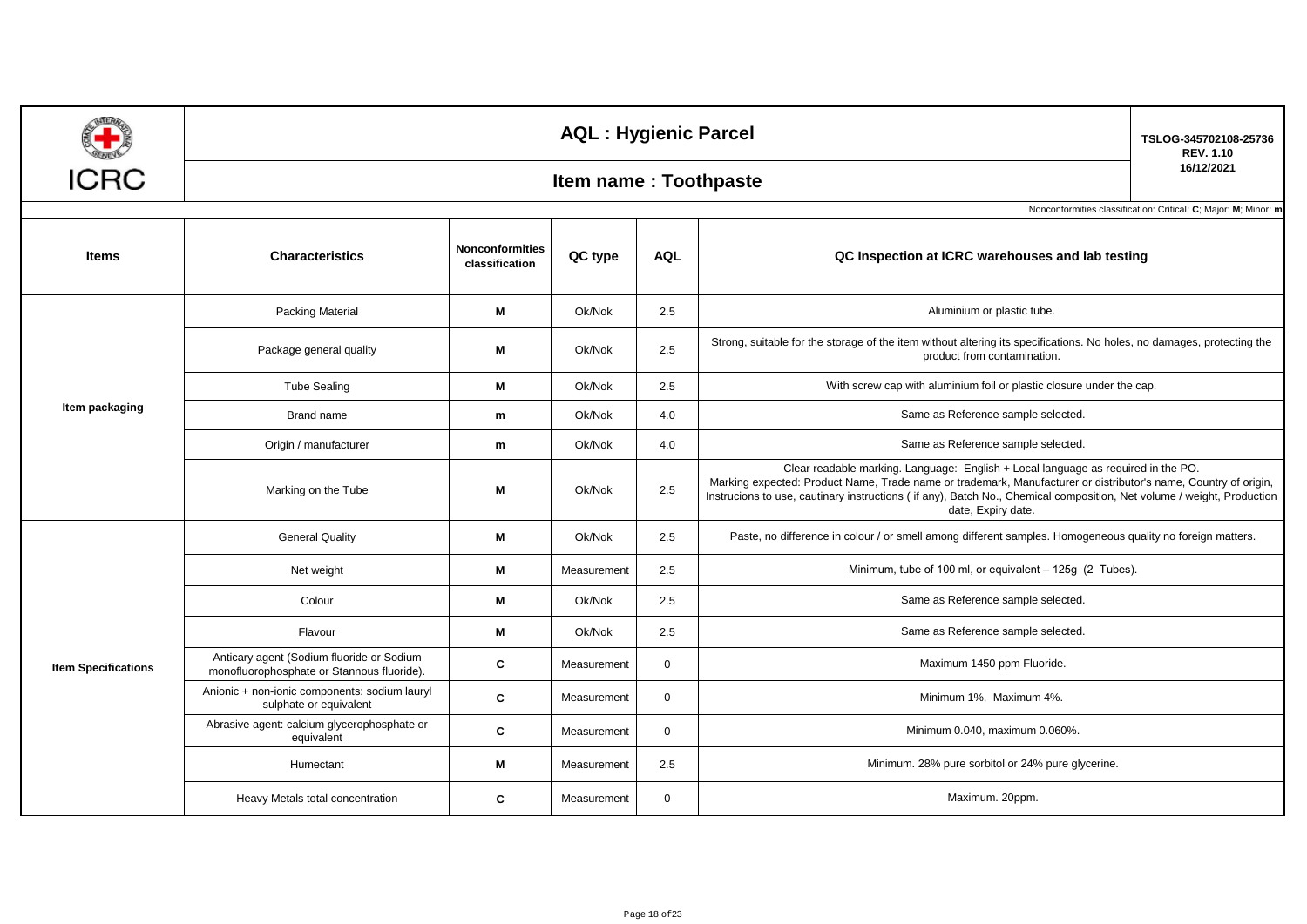# AQL : Hygienic Parcel

## Item name : Toothpaste

TSLOG-345702108-25736
REV. 1.10
16/12/2021

Nonconformities classification: Critical: **C**; Major: **M**; Minor: **m**

| Items | Characteristics | Nonconformities classification | QC type | AQL | QC Inspection at ICRC warehouses and lab testing |
|---|---|---|---|---|---|
| Item packaging | Packing Material | M | Ok/Nok | 2.5 | Aluminium or plastic tube. |
| | Package general quality | M | Ok/Nok | 2.5 | Strong, suitable for the storage of the item without altering its specifications. No holes, no damages, protecting the product from contamination. |
| | Tube Sealing | M | Ok/Nok | 2.5 | With screw cap with aluminium foil or plastic closure under the cap. |
| | Brand name | m | Ok/Nok | 4.0 | Same as Reference sample selected. |
| | Origin / manufacturer | m | Ok/Nok | 4.0 | Same as Reference sample selected. |
| | Marking on the Tube | M | Ok/Nok | 2.5 | Clear readable marking. Language: English + Local language as required in the PO. Marking expected: Product Name, Trade name or trademark, Manufacturer or distributor's name, Country of origin, Instrucions to use, cautinary instructions ( if any), Batch No., Chemical composition, Net volume / weight, Production date, Expiry date. |
| Item Specifications | General Quality | M | Ok/Nok | 2.5 | Paste, no difference in colour / or smell among different samples. Homogeneous quality no foreign matters. |
| | Net weight | M | Measurement | 2.5 | Minimum, tube of 100 ml, or equivalent – 125g (2 Tubes). |
| | Colour | M | Ok/Nok | 2.5 | Same as Reference sample selected. |
| | Flavour | M | Ok/Nok | 2.5 | Same as Reference sample selected. |
| | Anticary agent (Sodium fluoride or Sodium monofluorophosphate or Stannous fluoride). | C | Measurement | 0 | Maximum 1450 ppm Fluoride. |
| | Anionic + non-ionic components: sodium lauryl sulphate or equivalent | C | Measurement | 0 | Minimum 1%, Maximum 4%. |
| | Abrasive agent: calcium glycerophosphate or equivalent | C | Measurement | 0 | Minimum 0.040, maximum 0.060%. |
| | Humectant | M | Measurement | 2.5 | Minimum. 28% pure sorbitol or 24% pure glycerine. |
| | Heavy Metals total concentration | C | Measurement | 0 | Maximum. 20ppm. |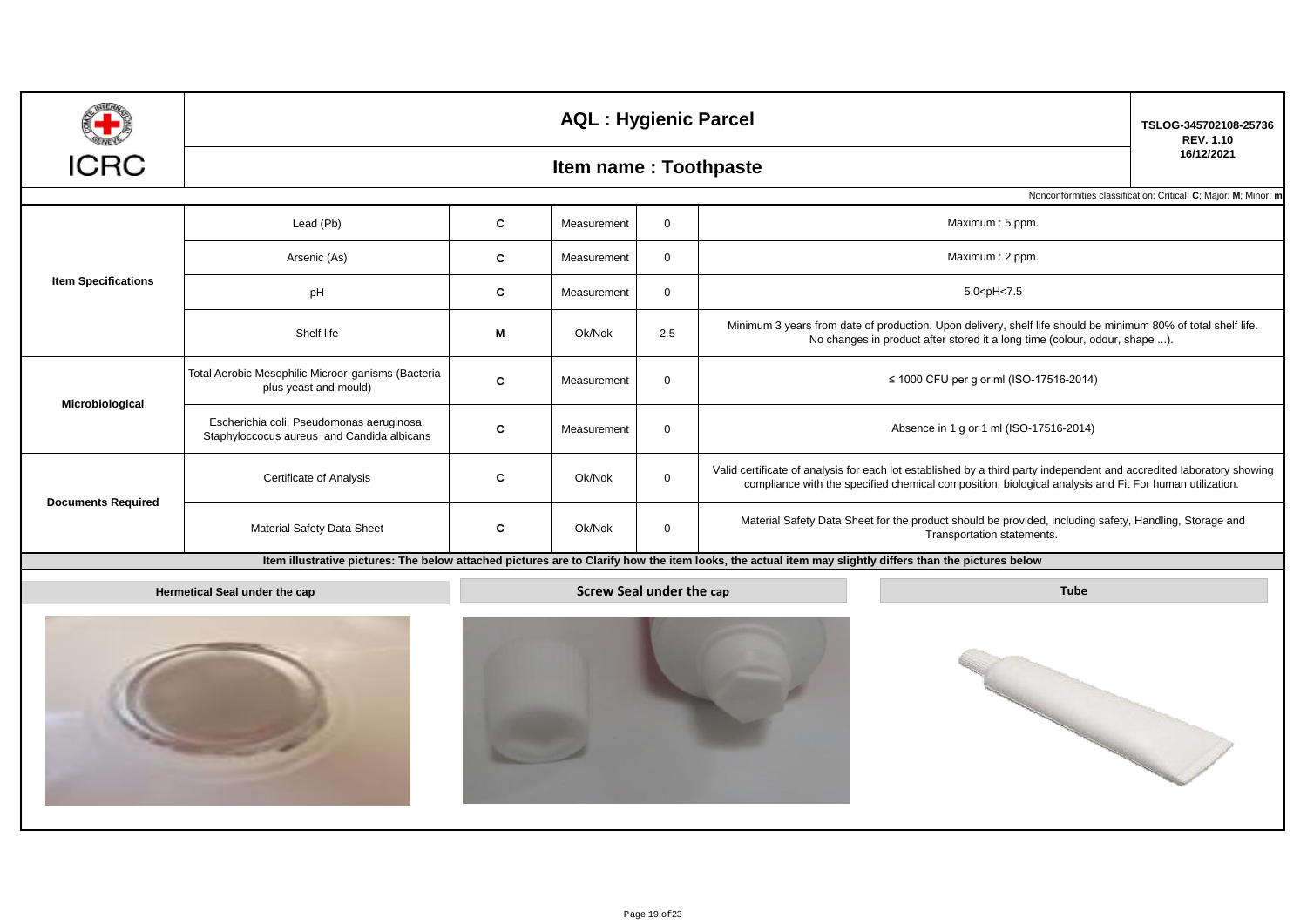# AQL : Hygienic Parcel

## Item name : Toothpaste

TSLOG-345702108-25736
REV. 1.10
16/12/2021

Nonconformities classification: Critical: **C**; Major: **M**; Minor: **m**

| | | | | | |
|---|---|---|---|---|---|
| **Item Specifications** | Lead (Pb) | **C** | Measurement | 0 | Maximum : 5 ppm. |
| | Arsenic (As) | **C** | Measurement | 0 | Maximum : 2 ppm. |
| | pH | **C** | Measurement | 0 | 5.0<pH<7.5 |
| | Shelf life | **M** | Ok/Nok | 2.5 | Minimum 3 years from date of production. Upon delivery, shelf life should be minimum 80% of total shelf life. No changes in product after stored it a long time (colour, odour, shape ...). |
| **Microbiological** | Total Aerobic Mesophilic Microor ganisms (Bacteria plus yeast and mould) | **C** | Measurement | 0 | ≤ 1000 CFU per g or ml (ISO-17516-2014) |
| | Escherichia coli, Pseudomonas aeruginosa, Staphyloccocus aureus and Candida albicans | **C** | Measurement | 0 | Absence in 1 g or 1 ml (ISO-17516-2014) |
| **Documents Required** | Certificate of Analysis | **C** | Ok/Nok | 0 | Valid certificate of analysis for each lot established by a third party independent and accredited laboratory showing compliance with the specified chemical composition, biological analysis and Fit For human utilization. |
| | Material Safety Data Sheet | **C** | Ok/Nok | 0 | Material Safety Data Sheet for the product should be provided, including safety, Handling, Storage and Transportation statements. |

**Item illustrative pictures: The below attached pictures are to Clarify how the item looks, the actual item may slightly differs than the pictures below**

| Hermetical Seal under the cap | Screw Seal under the cap | Tube |
|---|---|---|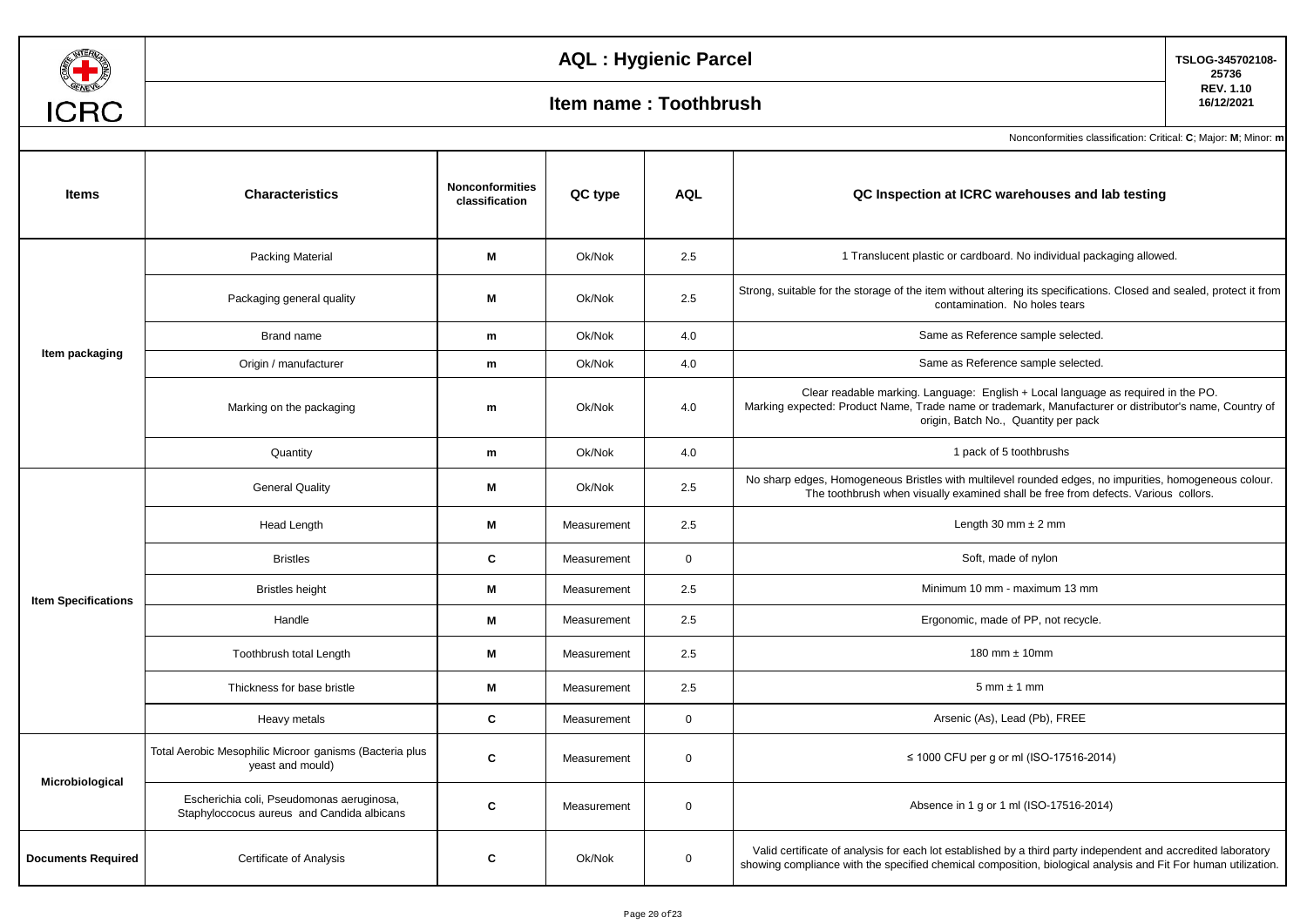# AQL : Hygienic Parcel

## Item name : Toothbrush

TSLOG-345702108-25736
REV. 1.10
16/12/2021

Nonconformities classification: Critical: **C**; Major: **M**; Minor: **m**

| Items | Characteristics | Nonconformities classification | QC type | AQL | QC Inspection at ICRC warehouses and lab testing |
|---|---|---|---|---|---|
| **Item packaging** | Packing Material | **M** | Ok/Nok | 2.5 | 1 Translucent plastic or cardboard. No individual packaging allowed. |
| | Packaging general quality | **M** | Ok/Nok | 2.5 | Strong, suitable for the storage of the item without altering its specifications. Closed and sealed, protect it from contamination. No holes tears |
| | Brand name | **m** | Ok/Nok | 4.0 | Same as Reference sample selected. |
| | Origin / manufacturer | **m** | Ok/Nok | 4.0 | Same as Reference sample selected. |
| | Marking on the packaging | **m** | Ok/Nok | 4.0 | Clear readable marking. Language: English + Local language as required in the PO. Marking expected: Product Name, Trade name or trademark, Manufacturer or distributor's name, Country of origin, Batch No., Quantity per pack |
| | Quantity | **m** | Ok/Nok | 4.0 | 1 pack of 5 toothbrushs |
| **Item Specifications** | General Quality | **M** | Ok/Nok | 2.5 | No sharp edges, Homogeneous Bristles with multilevel rounded edges, no impurities, homogeneous colour. The toothbrush when visually examined shall be free from defects. Various collors. |
| | Head Length | **M** | Measurement | 2.5 | Length 30 mm ± 2 mm |
| | Bristles | **C** | Measurement | 0 | Soft, made of nylon |
| | Bristles height | **M** | Measurement | 2.5 | Minimum 10 mm - maximum 13 mm |
| | Handle | **M** | Measurement | 2.5 | Ergonomic, made of PP, not recycle. |
| | Toothbrush total Length | **M** | Measurement | 2.5 | 180 mm ± 10mm |
| | Thickness for base bristle | **M** | Measurement | 2.5 | 5 mm ± 1 mm |
| | Heavy metals | **C** | Measurement | 0 | Arsenic (As), Lead (Pb), FREE |
| **Microbiological** | Total Aerobic Mesophilic Microor ganisms (Bacteria plus yeast and mould) | **C** | Measurement | 0 | ≤ 1000 CFU per g or ml (ISO-17516-2014) |
| | Escherichia coli, Pseudomonas aeruginosa, Staphyloccocus aureus and Candida albicans | **C** | Measurement | 0 | Absence in 1 g or 1 ml (ISO-17516-2014) |
| **Documents Required** | Certificate of Analysis | **C** | Ok/Nok | 0 | Valid certificate of analysis for each lot established by a third party independent and accredited laboratory showing compliance with the specified chemical composition, biological analysis and Fit For human utilization. |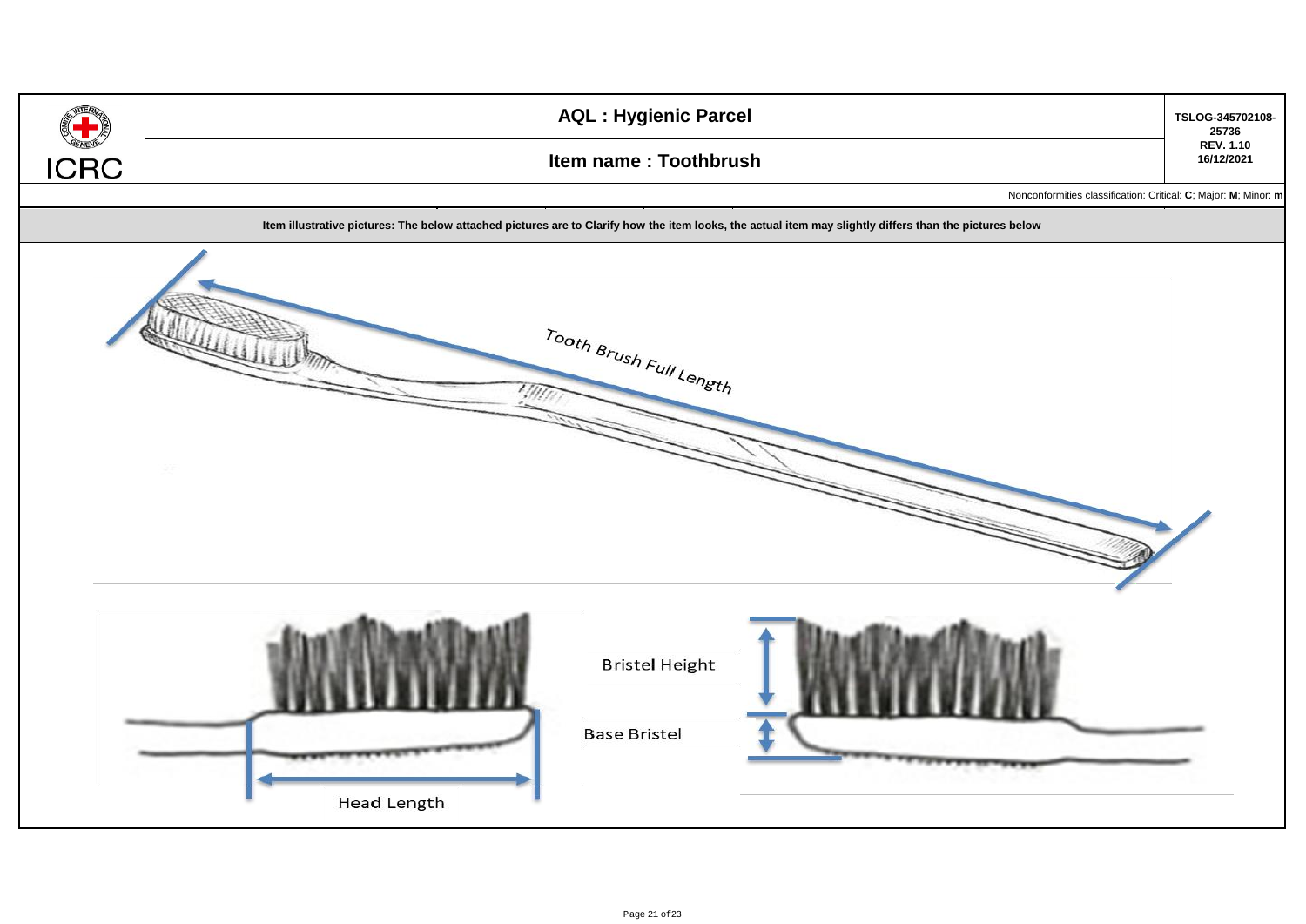| ICRC | AQL : Hygienic Parcel | TSLOG-345702108-25736 REV. 1.10 16/12/2021 |
|---|---|---|
| | Item name : Toothbrush | |

Nonconformities classification: Critical: **C**; Major: **M**; Minor: **m**

**Item illustrative pictures: The below attached pictures are to Clarify how the item looks, the actual item may slightly differs than the pictures below**

Tooth Brush Full Length

Bristel Height

Base Bristel

Head Length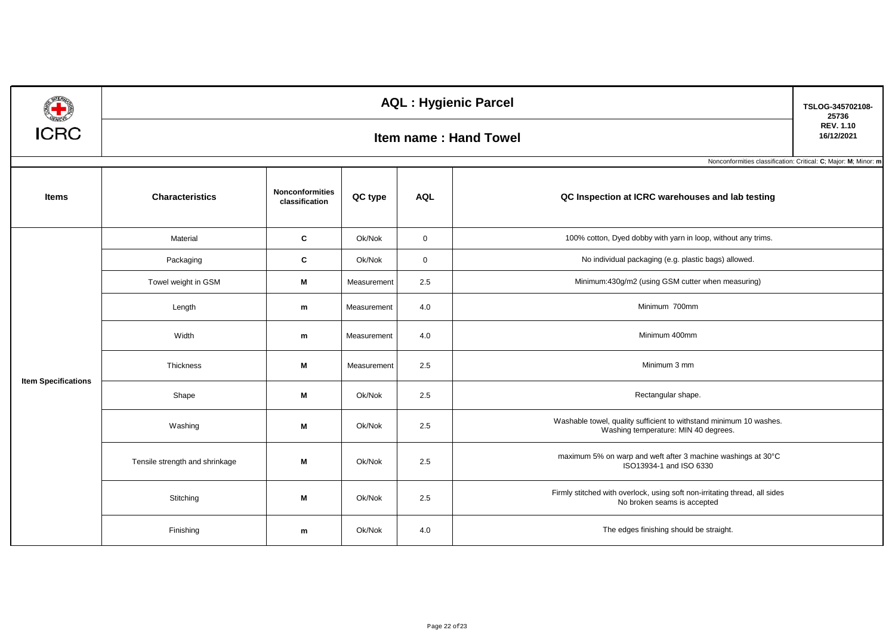ICRC

# AQL : Hygienic Parcel

## Item name : Hand Towel

TSLOG-345702108-25736
REV. 1.10
16/12/2021

Nonconformities classification: Critical: **C**; Major: **M**; Minor: **m**

| Items | Characteristics | Nonconformities classification | QC type | AQL | QC Inspection at ICRC warehouses and lab testing |
|---|---|---|---|---|---|
| Item Specifications | Material | **C** | Ok/Nok | 0 | 100% cotton, Dyed dobby with yarn in loop, without any trims. |
| | Packaging | **C** | Ok/Nok | 0 | No individual packaging (e.g. plastic bags) allowed. |
| | Towel weight in GSM | **M** | Measurement | 2.5 | Minimum:430g/m2 (using GSM cutter when measuring) |
| | Length | **m** | Measurement | 4.0 | Minimum 700mm |
| | Width | **m** | Measurement | 4.0 | Minimum 400mm |
| | Thickness | **M** | Measurement | 2.5 | Minimum 3 mm |
| | Shape | **M** | Ok/Nok | 2.5 | Rectangular shape. |
| | Washing | **M** | Ok/Nok | 2.5 | Washable towel, quality sufficient to withstand minimum 10 washes. Washing temperature: MIN 40 degrees. |
| | Tensile strength and shrinkage | **M** | Ok/Nok | 2.5 | maximum 5% on warp and weft after 3 machine washings at 30°C ISO13934-1 and ISO 6330 |
| | Stitching | **M** | Ok/Nok | 2.5 | Firmly stitched with overlock, using soft non-irritating thread, all sides No broken seams is accepted |
| | Finishing | **m** | Ok/Nok | 4.0 | The edges finishing should be straight. |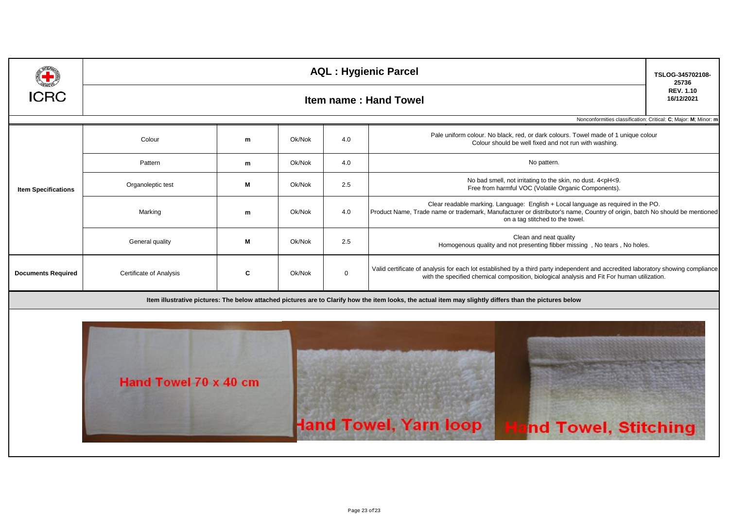# AQL : Hygienic Parcel

## Item name : Hand Towel

ICRC

TSLOG-345702108-25736
REV. 1.10
16/12/2021

Nonconformities classification: Critical: **C**; Major: **M**; Minor: **m**

| | | | | | |
|---|---|---|---|---|---|
| **Item Specifications** | Colour | m | Ok/Nok | 4.0 | Pale uniform colour. No black, red, or dark colours. Towel made of 1 unique colour<br>Colour should be well fixed and not run with washing. |
| | Pattern | m | Ok/Nok | 4.0 | No pattern. |
| | Organoleptic test | M | Ok/Nok | 2.5 | No bad smell, not irritating to the skin, no dust. $4<pH<9$.<br>Free from harmful VOC (Volatile Organic Components). |
| | Marking | m | Ok/Nok | 4.0 | Clear readable marking. Language: English + Local language as required in the PO.<br>Product Name, Trade name or trademark, Manufacturer or distributor's name, Country of origin, batch No should be mentioned on a tag stitched to the towel. |
| | General quality | M | Ok/Nok | 2.5 | Clean and neat quality<br>Homogenous quality and not presenting fibber missing , No tears , No holes. |
| **Documents Required** | Certificate of Analysis | C | Ok/Nok | 0 | Valid certificate of analysis for each lot established by a third party independent and accredited laboratory showing compliance with the specified chemical composition, biological analysis and Fit For human utilization. |

**Item illustrative pictures: The below attached pictures are to Clarify how the item looks, the actual item may slightly differs than the pictures below**

Hand Towel 70 x 40 cm

Hand Towel, Yarn loop

Hand Towel, Stitching